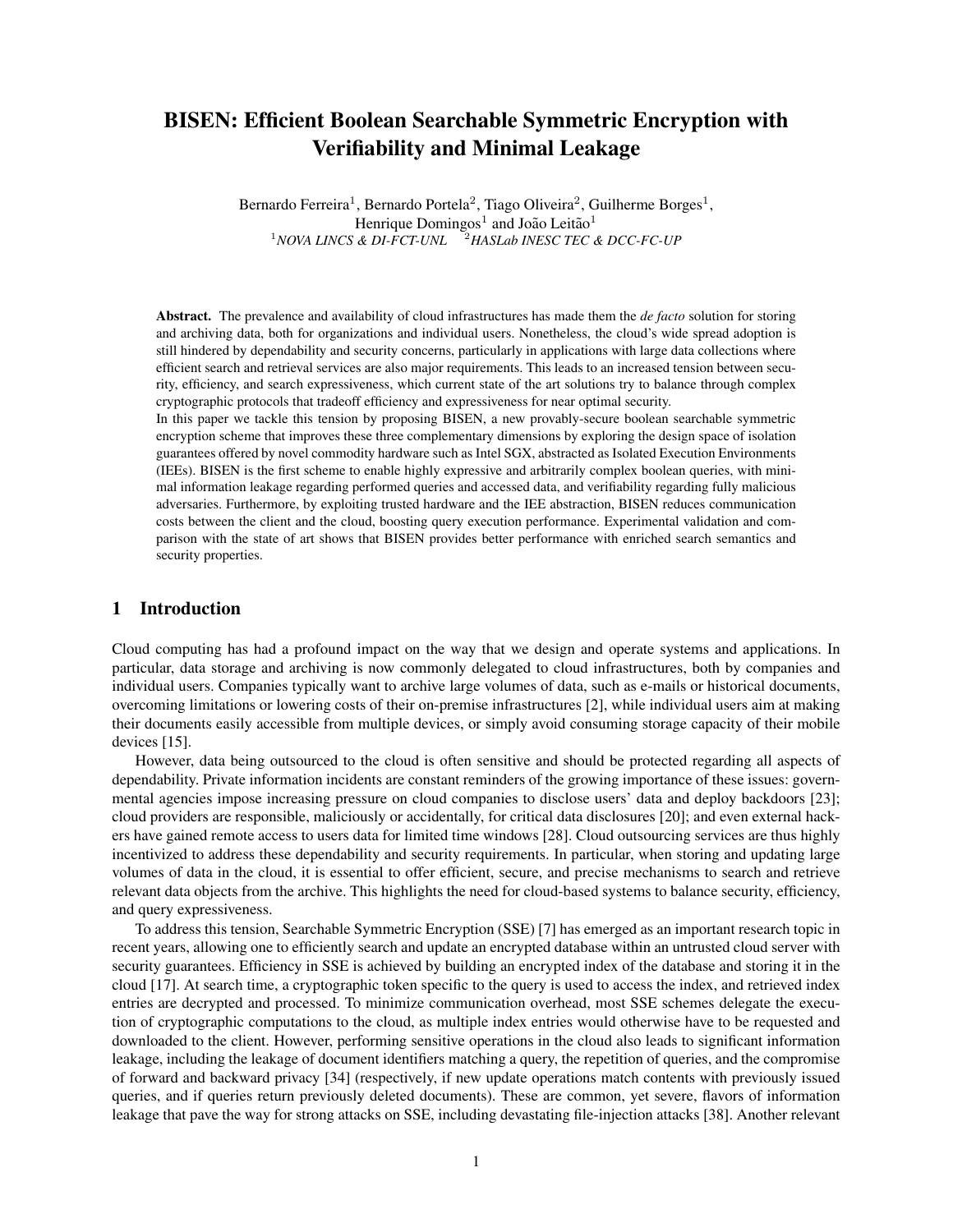# BISEN: Efficient Boolean Searchable Symmetric Encryption with Verifiability and Minimal Leakage

Bernardo Ferreira[1], Bernardo Portela[2], Tiago Oliveira[2], Guilherme Borges[1], Henrique Domingos[1] and João Leitão[1]

[1]*NOVA LINCS & DI-FCT-UNL* [2]*HASLab INESC TEC & DCC-FC-UP*

**Abstract.** The prevalence and availability of cloud infrastructures has made them the *de facto* solution for storing and archiving data, both for organizations and individual users. Nonetheless, the cloud's wide spread adoption is still hindered by dependability and security concerns, particularly in applications with large data collections where efficient search and retrieval services are also major requirements. This leads to an increased tension between security, efficiency, and search expressiveness, which current state of the art solutions try to balance through complex cryptographic protocols that tradeoff efficiency and expressiveness for near optimal security.

In this paper we tackle this tension by proposing BISEN, a new provably-secure boolean searchable symmetric encryption scheme that improves these three complementary dimensions by exploring the design space of isolation guarantees offered by novel commodity hardware such as Intel SGX, abstracted as Isolated Execution Environments (IEEs). BISEN is the first scheme to enable highly expressive and arbitrarily complex boolean queries, with minimal information leakage regarding performed queries and accessed data, and verifiability regarding fully malicious adversaries. Furthermore, by exploiting trusted hardware and the IEE abstraction, BISEN reduces communication costs between the client and the cloud, boosting query execution performance. Experimental validation and comparison with the state of art shows that BISEN provides better performance with enriched search semantics and security properties.

## 1 Introduction

Cloud computing has had a profound impact on the way that we design and operate systems and applications. In particular, data storage and archiving is now commonly delegated to cloud infrastructures, both by companies and individual users. Companies typically want to archive large volumes of data, such as e-mails or historical documents, overcoming limitations or lowering costs of their on-premise infrastructures [2], while individual users aim at making their documents easily accessible from multiple devices, or simply avoid consuming storage capacity of their mobile devices [15].

However, data being outsourced to the cloud is often sensitive and should be protected regarding all aspects of dependability. Private information incidents are constant reminders of the growing importance of these issues: governmental agencies impose increasing pressure on cloud companies to disclose users' data and deploy backdoors [23]; cloud providers are responsible, maliciously or accidentally, for critical data disclosures [20]; and even external hackers have gained remote access to users data for limited time windows [28]. Cloud outsourcing services are thus highly incentivized to address these dependability and security requirements. In particular, when storing and updating large volumes of data in the cloud, it is essential to offer efficient, secure, and precise mechanisms to search and retrieve relevant data objects from the archive. This highlights the need for cloud-based systems to balance security, efficiency, and query expressiveness.

To address this tension, Searchable Symmetric Encryption (SSE) [7] has emerged as an important research topic in recent years, allowing one to efficiently search and update an encrypted database within an untrusted cloud server with security guarantees. Efficiency in SSE is achieved by building an encrypted index of the database and storing it in the cloud [17]. At search time, a cryptographic token specific to the query is used to access the index, and retrieved index entries are decrypted and processed. To minimize communication overhead, most SSE schemes delegate the execution of cryptographic computations to the cloud, as multiple index entries would otherwise have to be requested and downloaded to the client. However, performing sensitive operations in the cloud also leads to significant information leakage, including the leakage of document identifiers matching a query, the repetition of queries, and the compromise of forward and backward privacy [34] (respectively, if new update operations match contents with previously issued queries, and if queries return previously deleted documents). These are common, yet severe, flavors of information leakage that pave the way for strong attacks on SSE, including devastating file-injection attacks [38]. Another relevant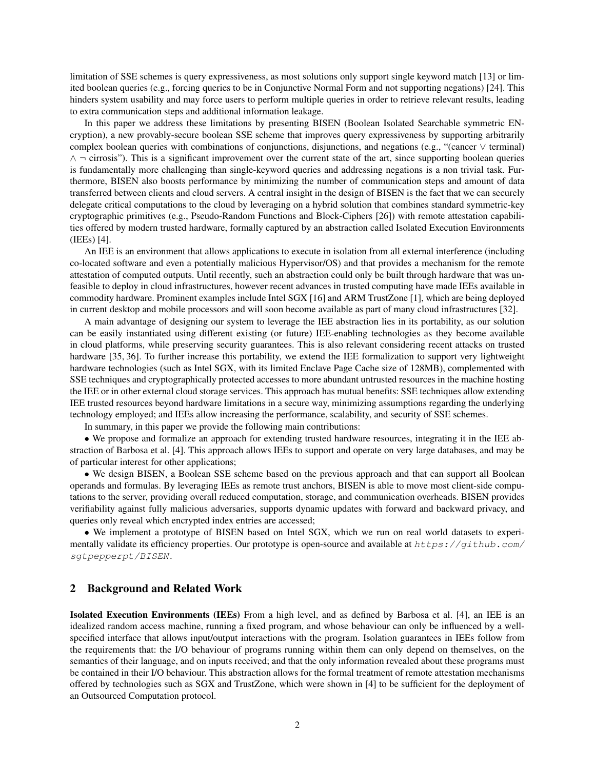limitation of SSE schemes is query expressiveness, as most solutions only support single keyword match [13] or limited boolean queries (e.g., forcing queries to be in Conjunctive Normal Form and not supporting negations) [24]. This hinders system usability and may force users to perform multiple queries in order to retrieve relevant results, leading to extra communication steps and additional information leakage.

In this paper we address these limitations by presenting BISEN (Boolean Isolated Searchable symmetric ENcryption), a new provably-secure boolean SSE scheme that improves query expressiveness by supporting arbitrarily complex boolean queries with combinations of conjunctions, disjunctions, and negations (e.g., "(cancer $\vee$ terminal) $\wedge$ $\neg$ cirrosis"). This is a significant improvement over the current state of the art, since supporting boolean queries is fundamentally more challenging than single-keyword queries and addressing negations is a non trivial task. Furthermore, BISEN also boosts performance by minimizing the number of communication steps and amount of data transferred between clients and cloud servers. A central insight in the design of BISEN is the fact that we can securely delegate critical computations to the cloud by leveraging on a hybrid solution that combines standard symmetric-key cryptographic primitives (e.g., Pseudo-Random Functions and Block-Ciphers [26]) with remote attestation capabilities offered by modern trusted hardware, formally captured by an abstraction called Isolated Execution Environments (IEEs) [4].

An IEE is an environment that allows applications to execute in isolation from all external interference (including co-located software and even a potentially malicious Hypervisor/OS) and that provides a mechanism for the remote attestation of computed outputs. Until recently, such an abstraction could only be built through hardware that was unfeasible to deploy in cloud infrastructures, however recent advances in trusted computing have made IEEs available in commodity hardware. Prominent examples include Intel SGX [16] and ARM TrustZone [1], which are being deployed in current desktop and mobile processors and will soon become available as part of many cloud infrastructures [32].

A main advantage of designing our system to leverage the IEE abstraction lies in its portability, as our solution can be easily instantiated using different existing (or future) IEE-enabling technologies as they become available in cloud platforms, while preserving security guarantees. This is also relevant considering recent attacks on trusted hardware [35, 36]. To further increase this portability, we extend the IEE formalization to support very lightweight hardware technologies (such as Intel SGX, with its limited Enclave Page Cache size of 128MB), complemented with SSE techniques and cryptographically protected accesses to more abundant untrusted resources in the machine hosting the IEE or in other external cloud storage services. This approach has mutual benefits: SSE techniques allow extending IEE trusted resources beyond hardware limitations in a secure way, minimizing assumptions regarding the underlying technology employed; and IEEs allow increasing the performance, scalability, and security of SSE schemes.

In summary, in this paper we provide the following main contributions:

• We propose and formalize an approach for extending trusted hardware resources, integrating it in the IEE abstraction of Barbosa et al. [4]. This approach allows IEEs to support and operate on very large databases, and may be of particular interest for other applications;

• We design BISEN, a Boolean SSE scheme based on the previous approach and that can support all Boolean operands and formulas. By leveraging IEEs as remote trust anchors, BISEN is able to move most client-side computations to the server, providing overall reduced computation, storage, and communication overheads. BISEN provides verifiability against fully malicious adversaries, supports dynamic updates with forward and backward privacy, and queries only reveal which encrypted index entries are accessed;

• We implement a prototype of BISEN based on Intel SGX, which we run on real world datasets to experimentally validate its efficiency properties. Our prototype is open-source and available at `https://github.com/sgtpepperpt/BISEN`.

## 2 Background and Related Work

**Isolated Execution Environments (IEEs)** From a high level, and as defined by Barbosa et al. [4], an IEE is an idealized random access machine, running a fixed program, and whose behaviour can only be influenced by a well-specified interface that allows input/output interactions with the program. Isolation guarantees in IEEs follow from the requirements that: the I/O behaviour of programs running within them can only depend on themselves, on the semantics of their language, and on inputs received; and that the only information revealed about these programs must be contained in their I/O behaviour. This abstraction allows for the formal treatment of remote attestation mechanisms offered by technologies such as SGX and TrustZone, which were shown in [4] to be sufficient for the deployment of an Outsourced Computation protocol.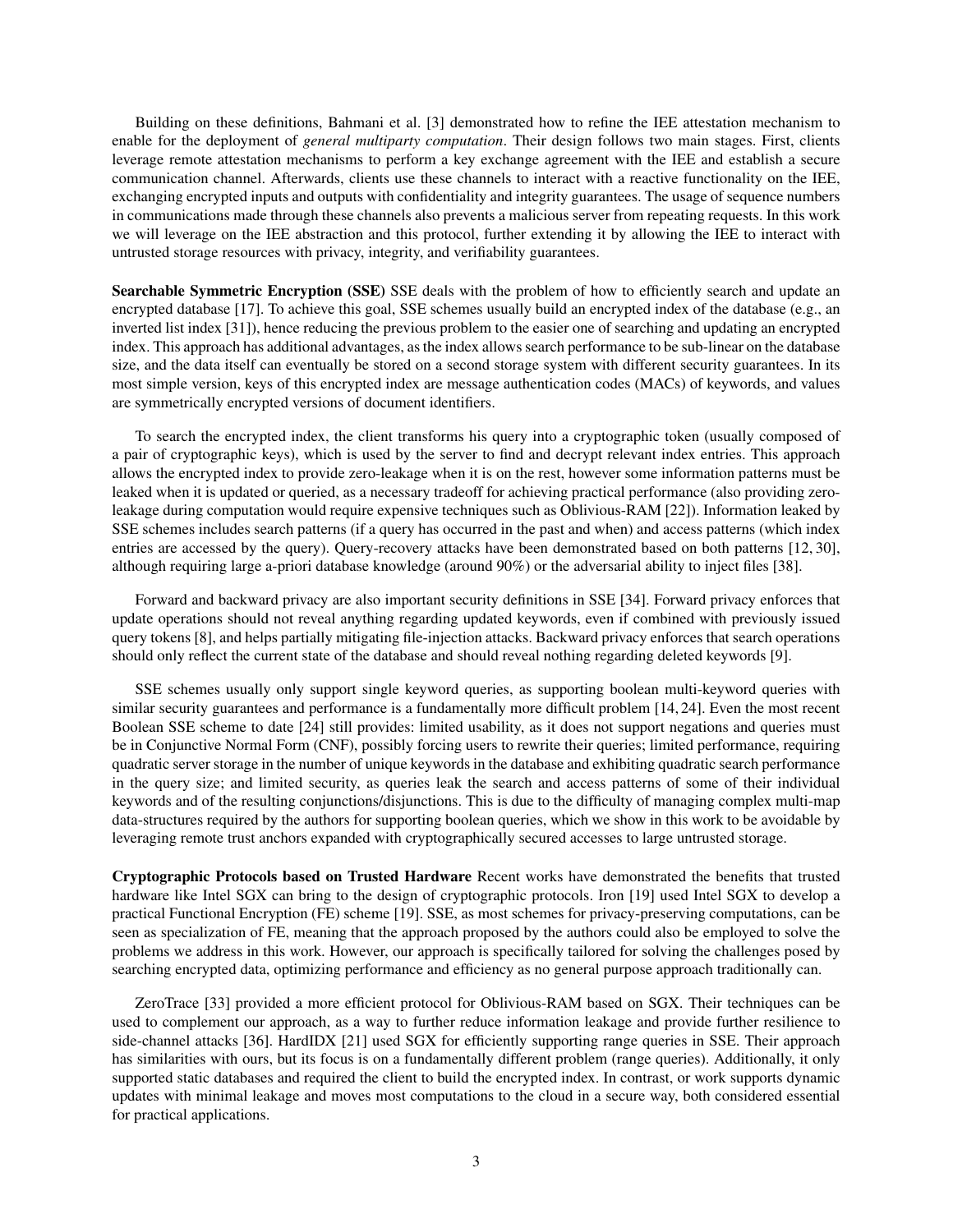Building on these definitions, Bahmani et al. [3] demonstrated how to refine the IEE attestation mechanism to enable for the deployment of *general multiparty computation*. Their design follows two main stages. First, clients leverage remote attestation mechanisms to perform a key exchange agreement with the IEE and establish a secure communication channel. Afterwards, clients use these channels to interact with a reactive functionality on the IEE, exchanging encrypted inputs and outputs with confidentiality and integrity guarantees. The usage of sequence numbers in communications made through these channels also prevents a malicious server from repeating requests. In this work we will leverage on the IEE abstraction and this protocol, further extending it by allowing the IEE to interact with untrusted storage resources with privacy, integrity, and verifiability guarantees.

**Searchable Symmetric Encryption (SSE)** SSE deals with the problem of how to efficiently search and update an encrypted database [17]. To achieve this goal, SSE schemes usually build an encrypted index of the database (e.g., an inverted list index [31]), hence reducing the previous problem to the easier one of searching and updating an encrypted index. This approach has additional advantages, as the index allows search performance to be sub-linear on the database size, and the data itself can eventually be stored on a second storage system with different security guarantees. In its most simple version, keys of this encrypted index are message authentication codes (MACs) of keywords, and values are symmetrically encrypted versions of document identifiers.

To search the encrypted index, the client transforms his query into a cryptographic token (usually composed of a pair of cryptographic keys), which is used by the server to find and decrypt relevant index entries. This approach allows the encrypted index to provide zero-leakage when it is on the rest, however some information patterns must be leaked when it is updated or queried, as a necessary tradeoff for achieving practical performance (also providing zero-leakage during computation would require expensive techniques such as Oblivious-RAM [22]). Information leaked by SSE schemes includes search patterns (if a query has occurred in the past and when) and access patterns (which index entries are accessed by the query). Query-recovery attacks have been demonstrated based on both patterns [12, 30], although requiring large a-priori database knowledge (around 90%) or the adversarial ability to inject files [38].

Forward and backward privacy are also important security definitions in SSE [34]. Forward privacy enforces that update operations should not reveal anything regarding updated keywords, even if combined with previously issued query tokens [8], and helps partially mitigating file-injection attacks. Backward privacy enforces that search operations should only reflect the current state of the database and should reveal nothing regarding deleted keywords [9].

SSE schemes usually only support single keyword queries, as supporting boolean multi-keyword queries with similar security guarantees and performance is a fundamentally more difficult problem [14, 24]. Even the most recent Boolean SSE scheme to date [24] still provides: limited usability, as it does not support negations and queries must be in Conjunctive Normal Form (CNF), possibly forcing users to rewrite their queries; limited performance, requiring quadratic server storage in the number of unique keywords in the database and exhibiting quadratic search performance in the query size; and limited security, as queries leak the search and access patterns of some of their individual keywords and of the resulting conjunctions/disjunctions. This is due to the difficulty of managing complex multi-map data-structures required by the authors for supporting boolean queries, which we show in this work to be avoidable by leveraging remote trust anchors expanded with cryptographically secured accesses to large untrusted storage.

**Cryptographic Protocols based on Trusted Hardware** Recent works have demonstrated the benefits that trusted hardware like Intel SGX can bring to the design of cryptographic protocols. Iron [19] used Intel SGX to develop a practical Functional Encryption (FE) scheme [19]. SSE, as most schemes for privacy-preserving computations, can be seen as specialization of FE, meaning that the approach proposed by the authors could also be employed to solve the problems we address in this work. However, our approach is specifically tailored for solving the challenges posed by searching encrypted data, optimizing performance and efficiency as no general purpose approach traditionally can.

ZeroTrace [33] provided a more efficient protocol for Oblivious-RAM based on SGX. Their techniques can be used to complement our approach, as a way to further reduce information leakage and provide further resilience to side-channel attacks [36]. HardIDX [21] used SGX for efficiently supporting range queries in SSE. Their approach has similarities with ours, but its focus is on a fundamentally different problem (range queries). Additionally, it only supported static databases and required the client to build the encrypted index. In contrast, or work supports dynamic updates with minimal leakage and moves most computations to the cloud in a secure way, both considered essential for practical applications.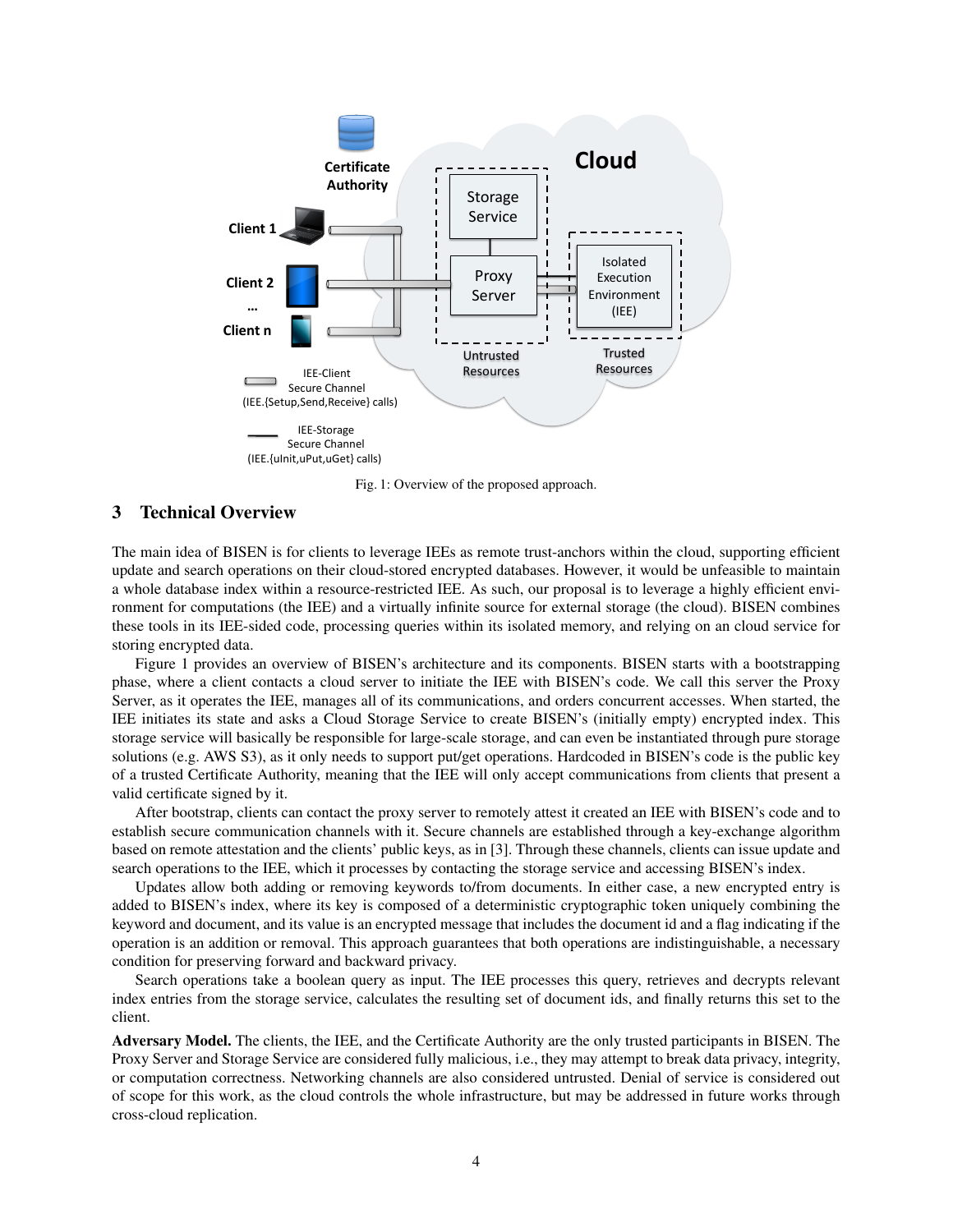Fig. 1: Overview of the proposed approach.

## 3 Technical Overview

The main idea of BISEN is for clients to leverage IEEs as remote trust-anchors within the cloud, supporting efficient update and search operations on their cloud-stored encrypted databases. However, it would be unfeasible to maintain a whole database index within a resource-restricted IEE. As such, our proposal is to leverage a highly efficient environment for computations (the IEE) and a virtually infinite source for external storage (the cloud). BISEN combines these tools in its IEE-sided code, processing queries within its isolated memory, and relying on an cloud service for storing encrypted data.

Figure 1 provides an overview of BISEN's architecture and its components. BISEN starts with a bootstrapping phase, where a client contacts a cloud server to initiate the IEE with BISEN's code. We call this server the Proxy Server, as it operates the IEE, manages all of its communications, and orders concurrent accesses. When started, the IEE initiates its state and asks a Cloud Storage Service to create BISEN's (initially empty) encrypted index. This storage service will basically be responsible for large-scale storage, and can even be instantiated through pure storage solutions (e.g. AWS S3), as it only needs to support put/get operations. Hardcoded in BISEN's code is the public key of a trusted Certificate Authority, meaning that the IEE will only accept communications from clients that present a valid certificate signed by it.

After bootstrap, clients can contact the proxy server to remotely attest it created an IEE with BISEN's code and to establish secure communication channels with it. Secure channels are established through a key-exchange algorithm based on remote attestation and the clients' public keys, as in [3]. Through these channels, clients can issue update and search operations to the IEE, which it processes by contacting the storage service and accessing BISEN's index.

Updates allow both adding or removing keywords to/from documents. In either case, a new encrypted entry is added to BISEN's index, where its key is composed of a deterministic cryptographic token uniquely combining the keyword and document, and its value is an encrypted message that includes the document id and a flag indicating if the operation is an addition or removal. This approach guarantees that both operations are indistinguishable, a necessary condition for preserving forward and backward privacy.

Search operations take a boolean query as input. The IEE processes this query, retrieves and decrypts relevant index entries from the storage service, calculates the resulting set of document ids, and finally returns this set to the client.

**Adversary Model.** The clients, the IEE, and the Certificate Authority are the only trusted participants in BISEN. The Proxy Server and Storage Service are considered fully malicious, i.e., they may attempt to break data privacy, integrity, or computation correctness. Networking channels are also considered untrusted. Denial of service is considered out of scope for this work, as the cloud controls the whole infrastructure, but may be addressed in future works through cross-cloud replication.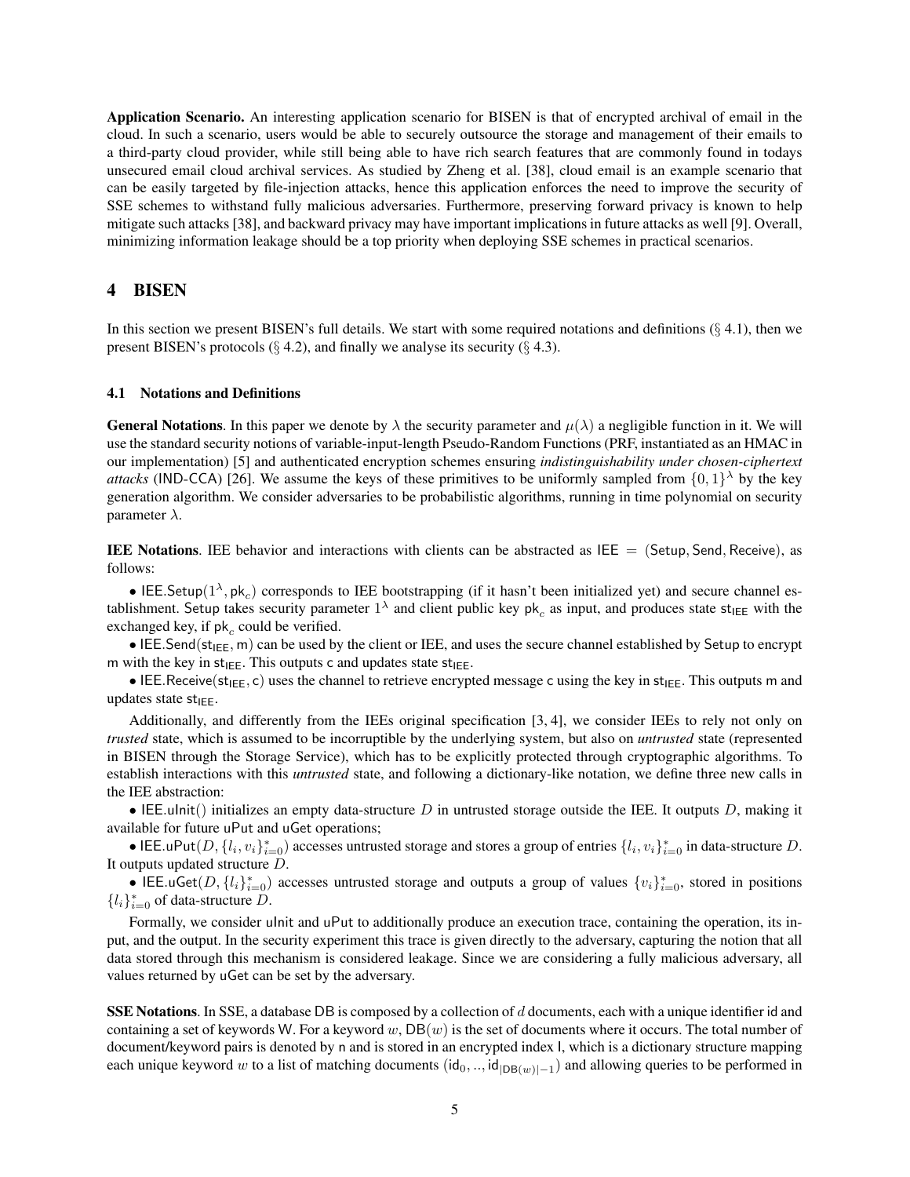**Application Scenario.** An interesting application scenario for BISEN is that of encrypted archival of email in the cloud. In such a scenario, users would be able to securely outsource the storage and management of their emails to a third-party cloud provider, while still being able to have rich search features that are commonly found in todays unsecured email cloud archival services. As studied by Zheng et al. [38], cloud email is an example scenario that can be easily targeted by file-injection attacks, hence this application enforces the need to improve the security of SSE schemes to withstand fully malicious adversaries. Furthermore, preserving forward privacy is known to help mitigate such attacks [38], and backward privacy may have important implications in future attacks as well [9]. Overall, minimizing information leakage should be a top priority when deploying SSE schemes in practical scenarios.

## 4 BISEN

In this section we present BISEN's full details. We start with some required notations and definitions (§ 4.1), then we present BISEN's protocols (§ 4.2), and finally we analyse its security (§ 4.3).

### 4.1 Notations and Definitions

**General Notations**. In this paper we denote by $\lambda$ the security parameter and $\mu(\lambda)$ a negligible function in it. We will use the standard security notions of variable-input-length Pseudo-Random Functions (PRF, instantiated as an HMAC in our implementation) [5] and authenticated encryption schemes ensuring *indistinguishability under chosen-ciphertext attacks* (IND-CCA) [26]. We assume the keys of these primitives to be uniformly sampled from $\{0,1\}^\lambda$ by the key generation algorithm. We consider adversaries to be probabilistic algorithms, running in time polynomial on security parameter $\lambda$.

**IEE Notations**. IEE behavior and interactions with clients can be abstracted as $\mathsf{IEE} = (\mathsf{Setup}, \mathsf{Send}, \mathsf{Receive})$, as follows:

• $\mathsf{IEE.Setup}(1^\lambda, \mathsf{pk}_c)$ corresponds to IEE bootstrapping (if it hasn't been initialized yet) and secure channel establishment. Setup takes security parameter $1^\lambda$ and client public key $\mathsf{pk}_c$ as input, and produces state $\mathsf{st_{IEE}}$ with the exchanged key, if $\mathsf{pk}_c$ could be verified.

• $\mathsf{IEE.Send}(\mathsf{st_{IEE}}, \mathsf{m})$ can be used by the client or IEE, and uses the secure channel established by Setup to encrypt m with the key in $\mathsf{st_{IEE}}$. This outputs c and updates state $\mathsf{st_{IEE}}$.

• $\mathsf{IEE.Receive}(\mathsf{st_{IEE}}, \mathsf{c})$ uses the channel to retrieve encrypted message c using the key in $\mathsf{st_{IEE}}$. This outputs m and updates state $\mathsf{st_{IEE}}$.

Additionally, and differently from the IEEs original specification [3, 4], we consider IEEs to rely not only on *trusted* state, which is assumed to be incorruptible by the underlying system, but also on *untrusted* state (represented in BISEN through the Storage Service), which has to be explicitly protected through cryptographic algorithms. To establish interactions with this *untrusted* state, and following a dictionary-like notation, we define three new calls in the IEE abstraction:

• $\mathsf{IEE.uInit}()$ initializes an empty data-structure $D$ in untrusted storage outside the IEE. It outputs $D$, making it available for future uPut and uGet operations;

• $\mathsf{IEE.uPut}(D, \{l_i, v_i\}^*_{i=0})$ accesses untrusted storage and stores a group of entries $\{l_i, v_i\}^*_{i=0}$ in data-structure $D$. It outputs updated structure $D$.

• $\mathsf{IEE.uGet}(D, \{l_i\}^*_{i=0})$ accesses untrusted storage and outputs a group of values $\{v_i\}^*_{i=0}$, stored in positions $\{l_i\}^*_{i=0}$ of data-structure $D$.

Formally, we consider uInit and uPut to additionally produce an execution trace, containing the operation, its input, and the output. In the security experiment this trace is given directly to the adversary, capturing the notion that all data stored through this mechanism is considered leakage. Since we are considering a fully malicious adversary, all values returned by uGet can be set by the adversary.

**SSE Notations**. In SSE, a database DB is composed by a collection of $d$ documents, each with a unique identifier id and containing a set of keywords W. For a keyword $w$, $\mathsf{DB}(w)$ is the set of documents where it occurs. The total number of document/keyword pairs is denoted by n and is stored in an encrypted index I, which is a dictionary structure mapping each unique keyword $w$ to a list of matching documents $(\mathsf{id}_0, .., \mathsf{id}_{|\mathsf{DB}(w)|-1})$ and allowing queries to be performed in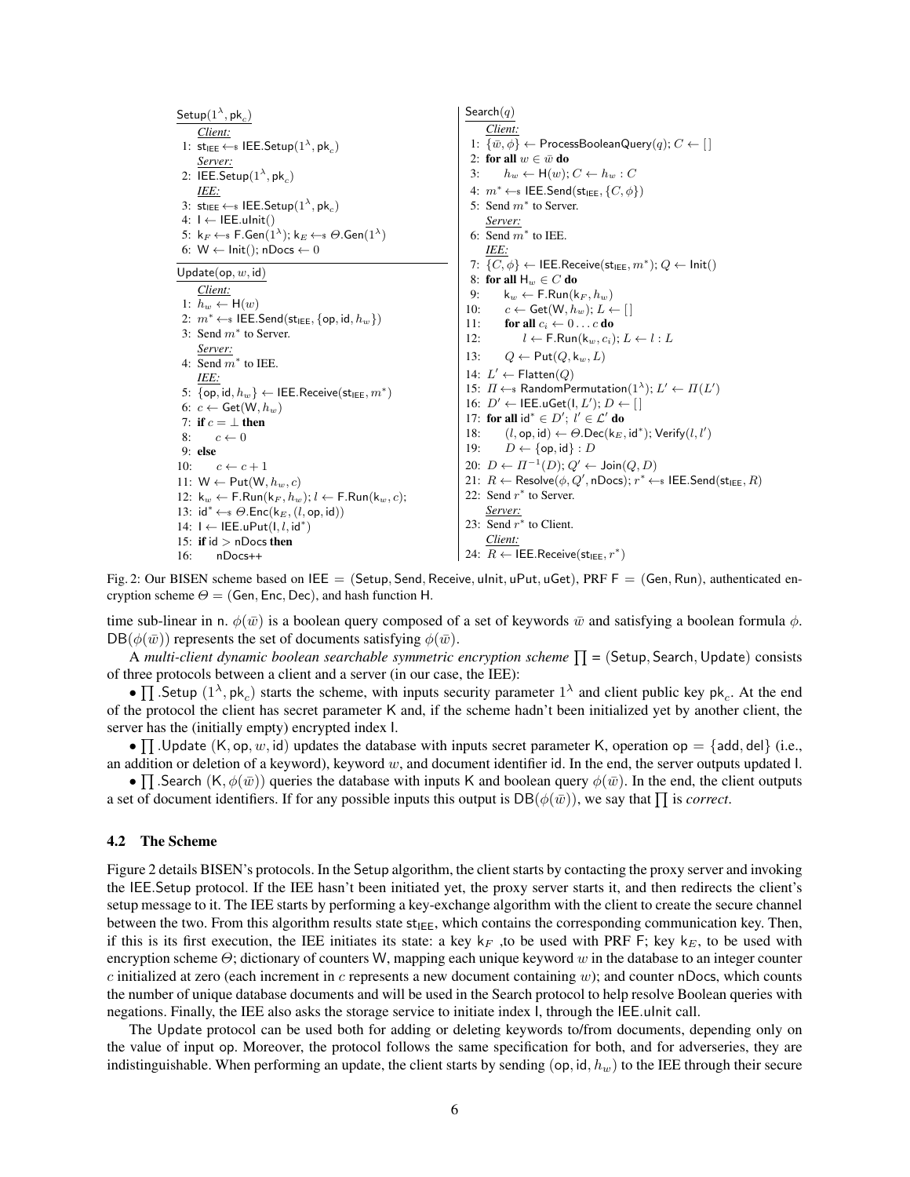```
Setup(1^λ, pk_c)
    Client:
 1: st_IEE ←$ IEE.Setup(1^λ, pk_c)
    Server:
 2: IEE.Setup(1^λ, pk_c)
    IEE:
 3: st_IEE ←$ IEE.Setup(1^λ, pk_c)
 4: I ← IEE.uInit()
 5: k_F ←$ F.Gen(1^λ); k_E ←$ Θ.Gen(1^λ)
 6: W ← Init(); nDocs ← 0

Update(op, w, id)
    Client:
 1: h_w ← H(w)
 2: m* ←$ IEE.Send(st_IEE, {op, id, h_w})
 3: Send m* to Server.
    Server:
 4: Send m* to IEE.
    IEE:
 5: {op, id, h_w} ← IEE.Receive(st_IEE, m*)
 6: c ← Get(W, h_w)
 7: if c = ⊥ then
 8:     c ← 0
 9: else
10:     c ← c + 1
11: W ← Put(W, h_w, c)
12: k_w ← F.Run(k_F, h_w); l ← F.Run(k_w, c);
13: id* ←$ Θ.Enc(k_E, (l, op, id))
14: I ← IEE.uPut(I, l, id*)
15: if id > nDocs then
16:     nDocs++
```

```
Search(q)
    Client:
 1: {w̄, φ} ← ProcessBooleanQuery(q); C ← []
 2: for all w ∈ w̄ do
 3:     h_w ← H(w); C ← h_w : C
 4: m* ←$ IEE.Send(st_IEE, {C, φ})
 5: Send m* to Server.
    Server:
 6: Send m* to IEE.
    IEE:
 7: {C, φ} ← IEE.Receive(st_IEE, m*); Q ← Init()
 8: for all H_w ∈ C do
 9:     k_w ← F.Run(k_F, h_w)
10:     c ← Get(W, h_w); L ← []
11:     for all c_i ← 0 ... c do
12:         l ← F.Run(k_w, c_i); L ← l : L
13:     Q ← Put(Q, k_w, L)
14: L' ← Flatten(Q)
15: Π ←$ RandomPermutation(1^λ); L' ← Π(L')
16: D' ← IEE.uGet(I, L'); D ← []
17: for all id* ∈ D'; l' ∈ L' do
18:     (l, op, id) ← Θ.Dec(k_E, id*); Verify(l, l')
19:     D ← {op, id} : D
20: D ← Π^{-1}(D); Q' ← Join(Q, D)
21: R ← Resolve(φ, Q', nDocs); r* ←$ IEE.Send(st_IEE, R)
22: Send r* to Server.
    Server:
23: Send r* to Client.
    Client:
24: R ← IEE.Receive(st_IEE, r*)
```

Fig. 2: Our BISEN scheme based on $\mathsf{IEE} = (\mathsf{Setup}, \mathsf{Send}, \mathsf{Receive}, \mathsf{uInit}, \mathsf{uPut}, \mathsf{uGet})$, PRF $\mathsf{F} = (\mathsf{Gen}, \mathsf{Run})$, authenticated encryption scheme $\Theta = (\mathsf{Gen}, \mathsf{Enc}, \mathsf{Dec})$, and hash function $\mathsf{H}$.

time sub-linear in $\mathsf{n}$. $\phi(\bar{w})$ is a boolean query composed of a set of keywords $\bar{w}$ and satisfying a boolean formula $\phi$. $\mathsf{DB}(\phi(\bar{w}))$ represents the set of documents satisfying $\phi(\bar{w})$.

A *multi-client dynamic boolean searchable symmetric encryption scheme* $\prod = (\mathsf{Setup}, \mathsf{Search}, \mathsf{Update})$ consists of three protocols between a client and a server (in our case, the IEE):

• $\prod.\mathsf{Setup}$ $(1^\lambda, \mathsf{pk}_c)$ starts the scheme, with inputs security parameter $1^\lambda$ and client public key $\mathsf{pk}_c$. At the end of the protocol the client has secret parameter $\mathsf{K}$ and, if the scheme hadn't been initialized yet by another client, the server has the (initially empty) encrypted index $\mathsf{I}$.

• $\prod.\mathsf{Update}$ $(\mathsf{K}, \mathsf{op}, w, \mathsf{id})$ updates the database with inputs secret parameter $\mathsf{K}$, operation $\mathsf{op} = \{\mathsf{add}, \mathsf{del}\}$ (i.e., an addition or deletion of a keyword), keyword $w$, and document identifier $\mathsf{id}$. In the end, the server outputs updated $\mathsf{I}$.

• $\prod.\mathsf{Search}$ $(\mathsf{K}, \phi(\bar{w}))$ queries the database with inputs $\mathsf{K}$ and boolean query $\phi(\bar{w})$. In the end, the client outputs a set of document identifiers. If for any possible inputs this output is $\mathsf{DB}(\phi(\bar{w}))$, we say that $\prod$ is *correct*.

### 4.2 The Scheme

Figure 2 details BISEN's protocols. In the Setup algorithm, the client starts by contacting the proxy server and invoking the IEE.Setup protocol. If the IEE hasn't been initiated yet, the proxy server starts it, and then redirects the client's setup message to it. The IEE starts by performing a key-exchange algorithm with the client to create the secure channel between the two. From this algorithm results state $\mathsf{st}_{\mathsf{IEE}}$, which contains the corresponding communication key. Then, if this is its first execution, the IEE initiates its state: a key $\mathsf{k}_F$ ,to be used with PRF $\mathsf{F}$; key $\mathsf{k}_E$, to be used with encryption scheme $\Theta$; dictionary of counters $\mathsf{W}$, mapping each unique keyword $w$ in the database to an integer counter $c$ initialized at zero (each increment in $c$ represents a new document containing $w$); and counter nDocs, which counts the number of unique database documents and will be used in the Search protocol to help resolve Boolean queries with negations. Finally, the IEE also asks the storage service to initiate index $\mathsf{I}$, through the IEE.uInit call.

The Update protocol can be used both for adding or deleting keywords to/from documents, depending only on the value of input op. Moreover, the protocol follows the same specification for both, and for adverseries, they are indistinguishable. When performing an update, the client starts by sending $(\mathsf{op}, \mathsf{id}, h_w)$ to the IEE through their secure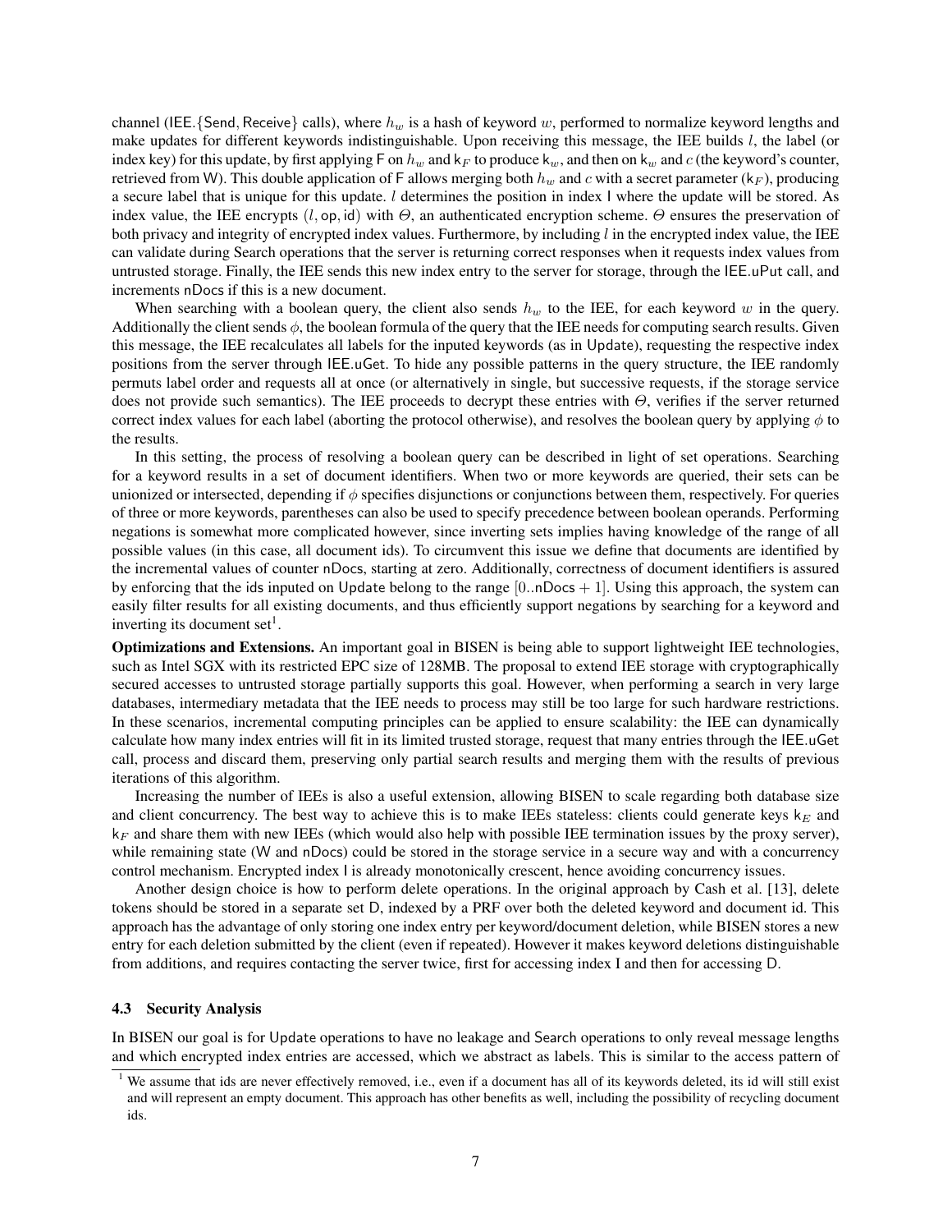channel (IEE.{Send, Receive} calls), where $h_w$ is a hash of keyword $w$, performed to normalize keyword lengths and make updates for different keywords indistinguishable. Upon receiving this message, the IEE builds $l$, the label (or index key) for this update, by first applying F on $h_w$ and $k_F$ to produce $k_w$, and then on $k_w$ and $c$ (the keyword's counter, retrieved from W). This double application of F allows merging both $h_w$ and $c$ with a secret parameter ($k_F$), producing a secure label that is unique for this update. $l$ determines the position in index I where the update will be stored. As index value, the IEE encrypts $(l, \mathsf{op}, \mathsf{id})$ with $\Theta$, an authenticated encryption scheme. $\Theta$ ensures the preservation of both privacy and integrity of encrypted index values. Furthermore, by including $l$ in the encrypted index value, the IEE can validate during Search operations that the server is returning correct responses when it requests index values from untrusted storage. Finally, the IEE sends this new index entry to the server for storage, through the IEE.uPut call, and increments nDocs if this is a new document.

When searching with a boolean query, the client also sends $h_w$ to the IEE, for each keyword $w$ in the query. Additionally the client sends $\phi$, the boolean formula of the query that the IEE needs for computing search results. Given this message, the IEE recalculates all labels for the inputed keywords (as in Update), requesting the respective index positions from the server through IEE.uGet. To hide any possible patterns in the query structure, the IEE randomly permuts label order and requests all at once (or alternatively in single, but successive requests, if the storage service does not provide such semantics). The IEE proceeds to decrypt these entries with $\Theta$, verifies if the server returned correct index values for each label (aborting the protocol otherwise), and resolves the boolean query by applying $\phi$ to the results.

In this setting, the process of resolving a boolean query can be described in light of set operations. Searching for a keyword results in a set of document identifiers. When two or more keywords are queried, their sets can be unionized or intersected, depending if $\phi$ specifies disjunctions or conjunctions between them, respectively. For queries of three or more keywords, parentheses can also be used to specify precedence between boolean operands. Performing negations is somewhat more complicated however, since inverting sets implies having knowledge of the range of all possible values (in this case, all document ids). To circumvent this issue we define that documents are identified by the incremental values of counter nDocs, starting at zero. Additionally, correctness of document identifiers is assured by enforcing that the ids inputed on Update belong to the range $[0..\mathsf{nDocs} + 1]$. Using this approach, the system can easily filter results for all existing documents, and thus efficiently support negations by searching for a keyword and inverting its document set[1].

**Optimizations and Extensions.** An important goal in BISEN is being able to support lightweight IEE technologies, such as Intel SGX with its restricted EPC size of 128MB. The proposal to extend IEE storage with cryptographically secured accesses to untrusted storage partially supports this goal. However, when performing a search in very large databases, intermediary metadata that the IEE needs to process may still be too large for such hardware restrictions. In these scenarios, incremental computing principles can be applied to ensure scalability: the IEE can dynamically calculate how many index entries will fit in its limited trusted storage, request that many entries through the IEE.uGet call, process and discard them, preserving only partial search results and merging them with the results of previous iterations of this algorithm.

Increasing the number of IEEs is also a useful extension, allowing BISEN to scale regarding both database size and client concurrency. The best way to achieve this is to make IEEs stateless: clients could generate keys $k_E$ and $k_F$ and share them with new IEEs (which would also help with possible IEE termination issues by the proxy server), while remaining state (W and nDocs) could be stored in the storage service in a secure way and with a concurrency control mechanism. Encrypted index I is already monotonically crescent, hence avoiding concurrency issues.

Another design choice is how to perform delete operations. In the original approach by Cash et al. [13], delete tokens should be stored in a separate set D, indexed by a PRF over both the deleted keyword and document id. This approach has the advantage of only storing one index entry per keyword/document deletion, while BISEN stores a new entry for each deletion submitted by the client (even if repeated). However it makes keyword deletions distinguishable from additions, and requires contacting the server twice, first for accessing index I and then for accessing D.

### 4.3 Security Analysis

In BISEN our goal is for Update operations to have no leakage and Search operations to only reveal message lengths and which encrypted index entries are accessed, which we abstract as labels. This is similar to the access pattern of

[1] We assume that ids are never effectively removed, i.e., even if a document has all of its keywords deleted, its id will still exist and will represent an empty document. This approach has other benefits as well, including the possibility of recycling document ids.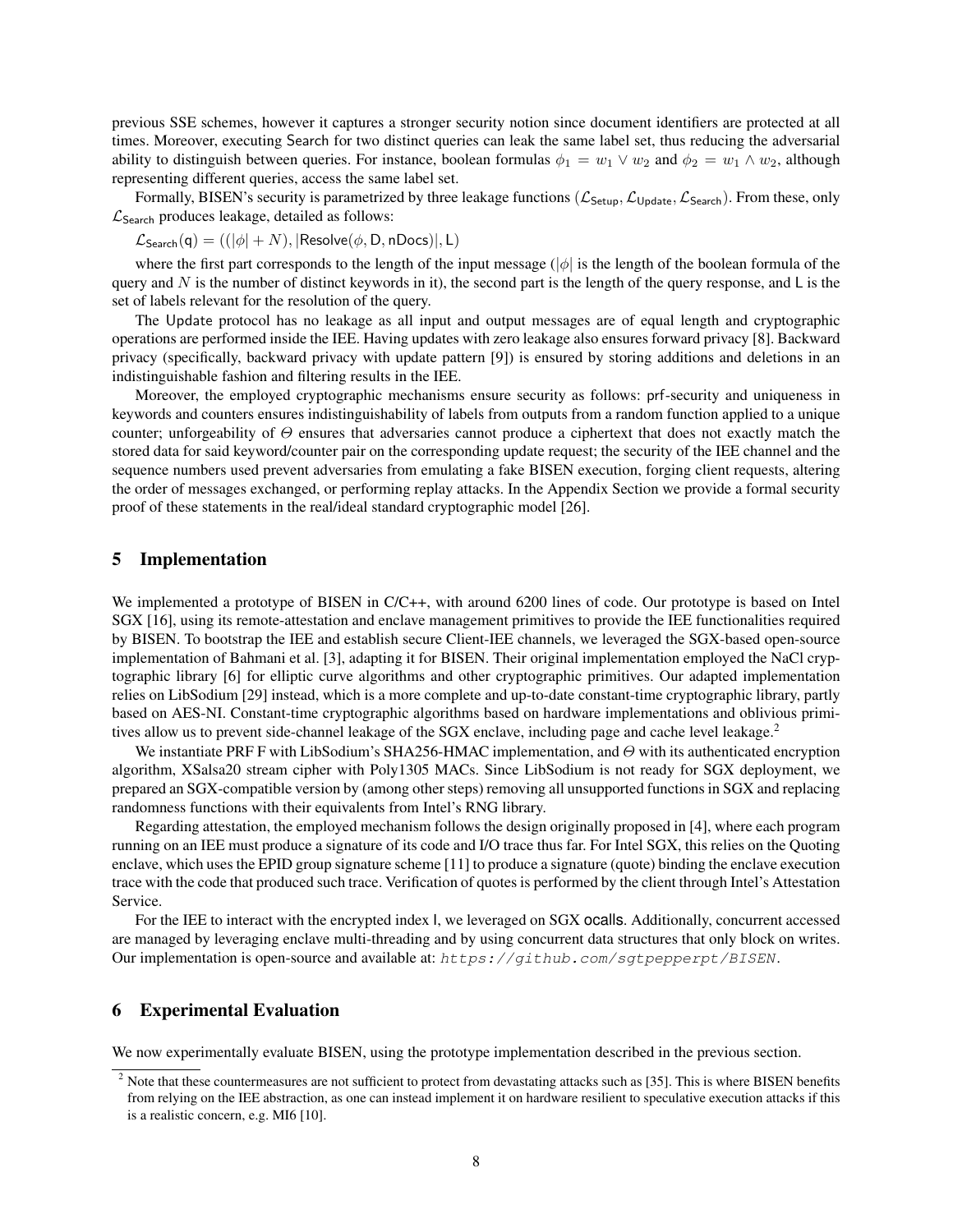previous SSE schemes, however it captures a stronger security notion since document identifiers are protected at all times. Moreover, executing Search for two distinct queries can leak the same label set, thus reducing the adversarial ability to distinguish between queries. For instance, boolean formulas $\phi_1 = w_1 \vee w_2$ and $\phi_2 = w_1 \wedge w_2$, although representing different queries, access the same label set.

Formally, BISEN's security is parametrized by three leakage functions ($\mathcal{L}_{\mathsf{Setup}}, \mathcal{L}_{\mathsf{Update}}, \mathcal{L}_{\mathsf{Search}}$). From these, only $\mathcal{L}_{\mathsf{Search}}$ produces leakage, detailed as follows:

$\mathcal{L}_{\mathsf{Search}}(\mathsf{q}) = ((|\phi| + N), |\mathsf{Resolve}(\phi, \mathsf{D}, \mathsf{nDocs})|, \mathsf{L})$

where the first part corresponds to the length of the input message ($|\phi|$ is the length of the boolean formula of the query and $N$ is the number of distinct keywords in it), the second part is the length of the query response, and $\mathsf{L}$ is the set of labels relevant for the resolution of the query.

The Update protocol has no leakage as all input and output messages are of equal length and cryptographic operations are performed inside the IEE. Having updates with zero leakage also ensures forward privacy [8]. Backward privacy (specifically, backward privacy with update pattern [9]) is ensured by storing additions and deletions in an indistinguishable fashion and filtering results in the IEE.

Moreover, the employed cryptographic mechanisms ensure security as follows: prf-security and uniqueness in keywords and counters ensures indistinguishability of labels from outputs from a random function applied to a unique counter; unforgeability of $\Theta$ ensures that adversaries cannot produce a ciphertext that does not exactly match the stored data for said keyword/counter pair on the corresponding update request; the security of the IEE channel and the sequence numbers used prevent adversaries from emulating a fake BISEN execution, forging client requests, altering the order of messages exchanged, or performing replay attacks. In the Appendix Section we provide a formal security proof of these statements in the real/ideal standard cryptographic model [26].

## 5 Implementation

We implemented a prototype of BISEN in C/C++, with around 6200 lines of code. Our prototype is based on Intel SGX [16], using its remote-attestation and enclave management primitives to provide the IEE functionalities required by BISEN. To bootstrap the IEE and establish secure Client-IEE channels, we leveraged the SGX-based open-source implementation of Bahmani et al. [3], adapting it for BISEN. Their original implementation employed the NaCl cryptographic library [6] for elliptic curve algorithms and other cryptographic primitives. Our adapted implementation relies on LibSodium [29] instead, which is a more complete and up-to-date constant-time cryptographic library, partly based on AES-NI. Constant-time cryptographic algorithms based on hardware implementations and oblivious primitives allow us to prevent side-channel leakage of the SGX enclave, including page and cache level leakage.[2]

We instantiate PRF F with LibSodium's SHA256-HMAC implementation, and $\Theta$ with its authenticated encryption algorithm, XSalsa20 stream cipher with Poly1305 MACs. Since LibSodium is not ready for SGX deployment, we prepared an SGX-compatible version by (among other steps) removing all unsupported functions in SGX and replacing randomness functions with their equivalents from Intel's RNG library.

Regarding attestation, the employed mechanism follows the design originally proposed in [4], where each program running on an IEE must produce a signature of its code and I/O trace thus far. For Intel SGX, this relies on the Quoting enclave, which uses the EPID group signature scheme [11] to produce a signature (quote) binding the enclave execution trace with the code that produced such trace. Verification of quotes is performed by the client through Intel's Attestation Service.

For the IEE to interact with the encrypted index I, we leveraged on SGX ocalls. Additionally, concurrent accessed are managed by leveraging enclave multi-threading and by using concurrent data structures that only block on writes. Our implementation is open-source and available at: `https://github.com/sgtpepperpt/BISEN`.

## 6 Experimental Evaluation

We now experimentally evaluate BISEN, using the prototype implementation described in the previous section.

[2] Note that these countermeasures are not sufficient to protect from devastating attacks such as [35]. This is where BISEN benefits from relying on the IEE abstraction, as one can instead implement it on hardware resilient to speculative execution attacks if this is a realistic concern, e.g. MI6 [10].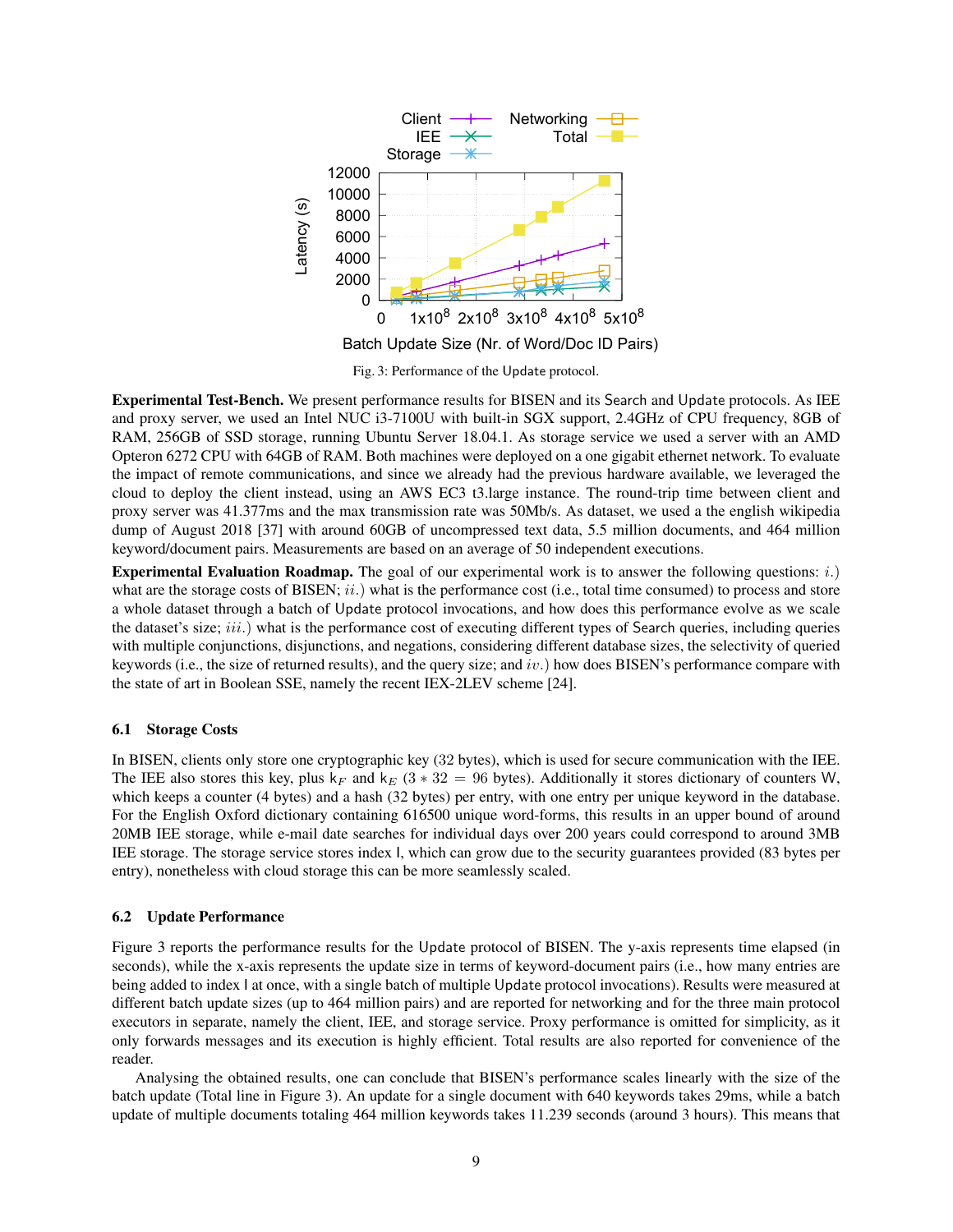Fig. 3: Performance of the Update protocol.

**Experimental Test-Bench.** We present performance results for BISEN and its Search and Update protocols. As IEE and proxy server, we used an Intel NUC i3-7100U with built-in SGX support, 2.4GHz of CPU frequency, 8GB of RAM, 256GB of SSD storage, running Ubuntu Server 18.04.1. As storage service we used a server with an AMD Opteron 6272 CPU with 64GB of RAM. Both machines were deployed on a one gigabit ethernet network. To evaluate the impact of remote communications, and since we already had the previous hardware available, we leveraged the cloud to deploy the client instead, using an AWS EC3 t3.large instance. The round-trip time between client and proxy server was 41.377ms and the max transmission rate was 50Mb/s. As dataset, we used a the english wikipedia dump of August 2018 [37] with around 60GB of uncompressed text data, 5.5 million documents, and 464 million keyword/document pairs. Measurements are based on an average of 50 independent executions.

**Experimental Evaluation Roadmap.** The goal of our experimental work is to answer the following questions: *i.*) what are the storage costs of BISEN; *ii.*) what is the performance cost (i.e., total time consumed) to process and store a whole dataset through a batch of Update protocol invocations, and how does this performance evolve as we scale the dataset's size; *iii.*) what is the performance cost of executing different types of Search queries, including queries with multiple conjunctions, disjunctions, and negations, considering different database sizes, the selectivity of queried keywords (i.e., the size of returned results), and the query size; and *iv.*) how does BISEN's performance compare with the state of art in Boolean SSE, namely the recent IEX-2LEV scheme [24].

### 6.1 Storage Costs

In BISEN, clients only store one cryptographic key (32 bytes), which is used for secure communication with the IEE. The IEE also stores this key, plus $k_F$ and $k_E$ ($3 * 32 = 96$ bytes). Additionally it stores dictionary of counters W, which keeps a counter (4 bytes) and a hash (32 bytes) per entry, with one entry per unique keyword in the database. For the English Oxford dictionary containing 616500 unique word-forms, this results in an upper bound of around 20MB IEE storage, while e-mail date searches for individual days over 200 years could correspond to around 3MB IEE storage. The storage service stores index I, which can grow due to the security guarantees provided (83 bytes per entry), nonetheless with cloud storage this can be more seamlessly scaled.

### 6.2 Update Performance

Figure 3 reports the performance results for the Update protocol of BISEN. The y-axis represents time elapsed (in seconds), while the x-axis represents the update size in terms of keyword-document pairs (i.e., how many entries are being added to index I at once, with a single batch of multiple Update protocol invocations). Results were measured at different batch update sizes (up to 464 million pairs) and are reported for networking and for the three main protocol executors in separate, namely the client, IEE, and storage service. Proxy performance is omitted for simplicity, as it only forwards messages and its execution is highly efficient. Total results are also reported for convenience of the reader.

Analysing the obtained results, one can conclude that BISEN's performance scales linearly with the size of the batch update (Total line in Figure 3). An update for a single document with 640 keywords takes 29ms, while a batch update of multiple documents totaling 464 million keywords takes 11.239 seconds (around 3 hours). This means that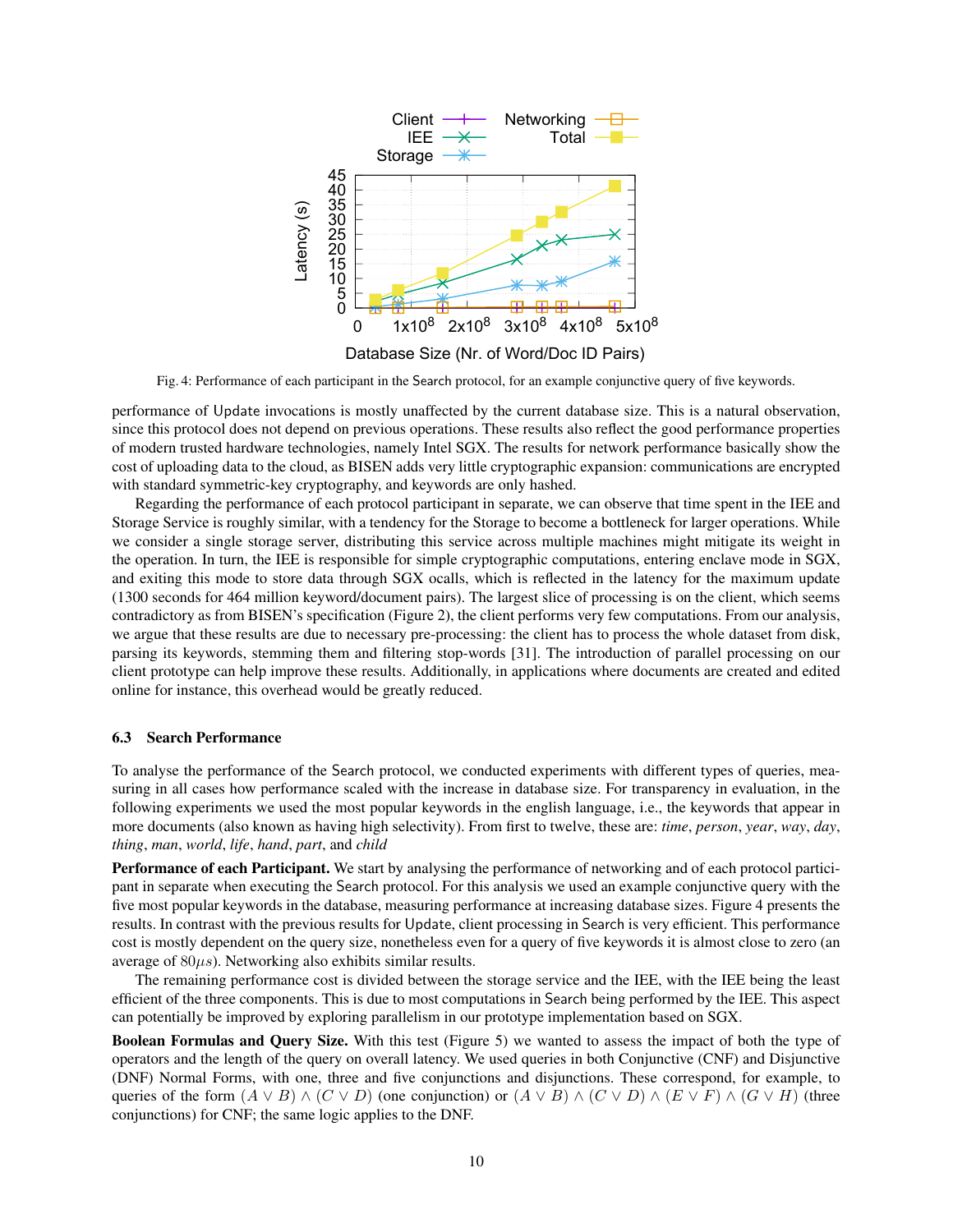Fig. 4: Performance of each participant in the Search protocol, for an example conjunctive query of five keywords.

performance of Update invocations is mostly unaffected by the current database size. This is a natural observation, since this protocol does not depend on previous operations. These results also reflect the good performance properties of modern trusted hardware technologies, namely Intel SGX. The results for network performance basically show the cost of uploading data to the cloud, as BISEN adds very little cryptographic expansion: communications are encrypted with standard symmetric-key cryptography, and keywords are only hashed.

Regarding the performance of each protocol participant in separate, we can observe that time spent in the IEE and Storage Service is roughly similar, with a tendency for the Storage to become a bottleneck for larger operations. While we consider a single storage server, distributing this service across multiple machines might mitigate its weight in the operation. In turn, the IEE is responsible for simple cryptographic computations, entering enclave mode in SGX, and exiting this mode to store data through SGX ocalls, which is reflected in the latency for the maximum update (1300 seconds for 464 million keyword/document pairs). The largest slice of processing is on the client, which seems contradictory as from BISEN's specification (Figure 2), the client performs very few computations. From our analysis, we argue that these results are due to necessary pre-processing: the client has to process the whole dataset from disk, parsing its keywords, stemming them and filtering stop-words [31]. The introduction of parallel processing on our client prototype can help improve these results. Additionally, in applications where documents are created and edited online for instance, this overhead would be greatly reduced.

### 6.3 Search Performance

To analyse the performance of the Search protocol, we conducted experiments with different types of queries, measuring in all cases how performance scaled with the increase in database size. For transparency in evaluation, in the following experiments we used the most popular keywords in the english language, i.e., the keywords that appear in more documents (also known as having high selectivity). From first to twelve, these are: *time*, *person*, *year*, *way*, *day*, *thing*, *man*, *world*, *life*, *hand*, *part*, and *child*

**Performance of each Participant.** We start by analysing the performance of networking and of each protocol participant in separate when executing the Search protocol. For this analysis we used an example conjunctive query with the five most popular keywords in the database, measuring performance at increasing database sizes. Figure 4 presents the results. In contrast with the previous results for Update, client processing in Search is very efficient. This performance cost is mostly dependent on the query size, nonetheless even for a query of five keywords it is almost close to zero (an average of $80\mu s$). Networking also exhibits similar results.

The remaining performance cost is divided between the storage service and the IEE, with the IEE being the least efficient of the three components. This is due to most computations in Search being performed by the IEE. This aspect can potentially be improved by exploring parallelism in our prototype implementation based on SGX.

**Boolean Formulas and Query Size.** With this test (Figure 5) we wanted to assess the impact of both the type of operators and the length of the query on overall latency. We used queries in both Conjunctive (CNF) and Disjunctive (DNF) Normal Forms, with one, three and five conjunctions and disjunctions. These correspond, for example, to queries of the form $(A \vee B) \wedge (C \vee D)$ (one conjunction) or $(A \vee B) \wedge (C \vee D) \wedge (E \vee F) \wedge (G \vee H)$ (three conjunctions) for CNF; the same logic applies to the DNF.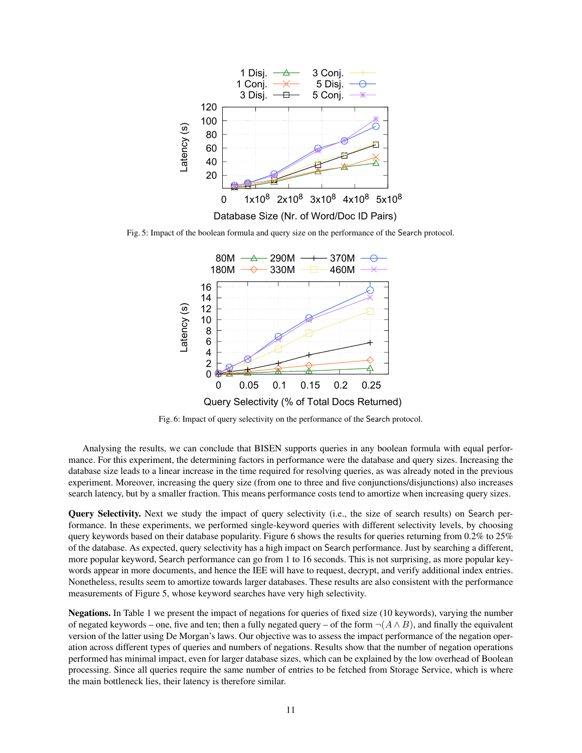Fig. 5: Impact of the boolean formula and query size on the performance of the Search protocol.

Fig. 6: Impact of query selectivity on the performance of the Search protocol.

Analysing the results, we can conclude that BISEN supports queries in any boolean formula with equal performance. For this experiment, the determining factors in performance were the database and query sizes. Increasing the database size leads to a linear increase in the time required for resolving queries, as was already noted in the previous experiment. Moreover, increasing the query size (from one to three and five conjunctions/disjunctions) also increases search latency, but by a smaller fraction. This means performance costs tend to amortize when increasing query sizes.

**Query Selectivity.** Next we study the impact of query selectivity (i.e., the size of search results) on Search performance. In these experiments, we performed single-keyword queries with different selectivity levels, by choosing query keywords based on their database popularity. Figure 6 shows the results for queries returning from 0.2% to 25% of the database. As expected, query selectivity has a high impact on Search performance. Just by searching a different, more popular keyword, Search performance can go from 1 to 16 seconds. This is not surprising, as more popular keywords appear in more documents, and hence the IEE will have to request, decrypt, and verify additional index entries. Nonetheless, results seem to amortize towards larger databases. These results are also consistent with the performance measurements of Figure 5, whose keyword searches have very high selectivity.

**Negations.** In Table 1 we present the impact of negations for queries of fixed size (10 keywords), varying the number of negated keywords – one, five and ten; then a fully negated query – of the form $\neg(A \wedge B)$, and finally the equivalent version of the latter using De Morgan's laws. Our objective was to assess the impact performance of the negation operation across different types of queries and numbers of negations. Results show that the number of negation operations performed has minimal impact, even for larger database sizes, which can be explained by the low overhead of Boolean processing. Since all queries require the same number of entries to be fetched from Storage Service, which is where the main bottleneck lies, their latency is therefore similar.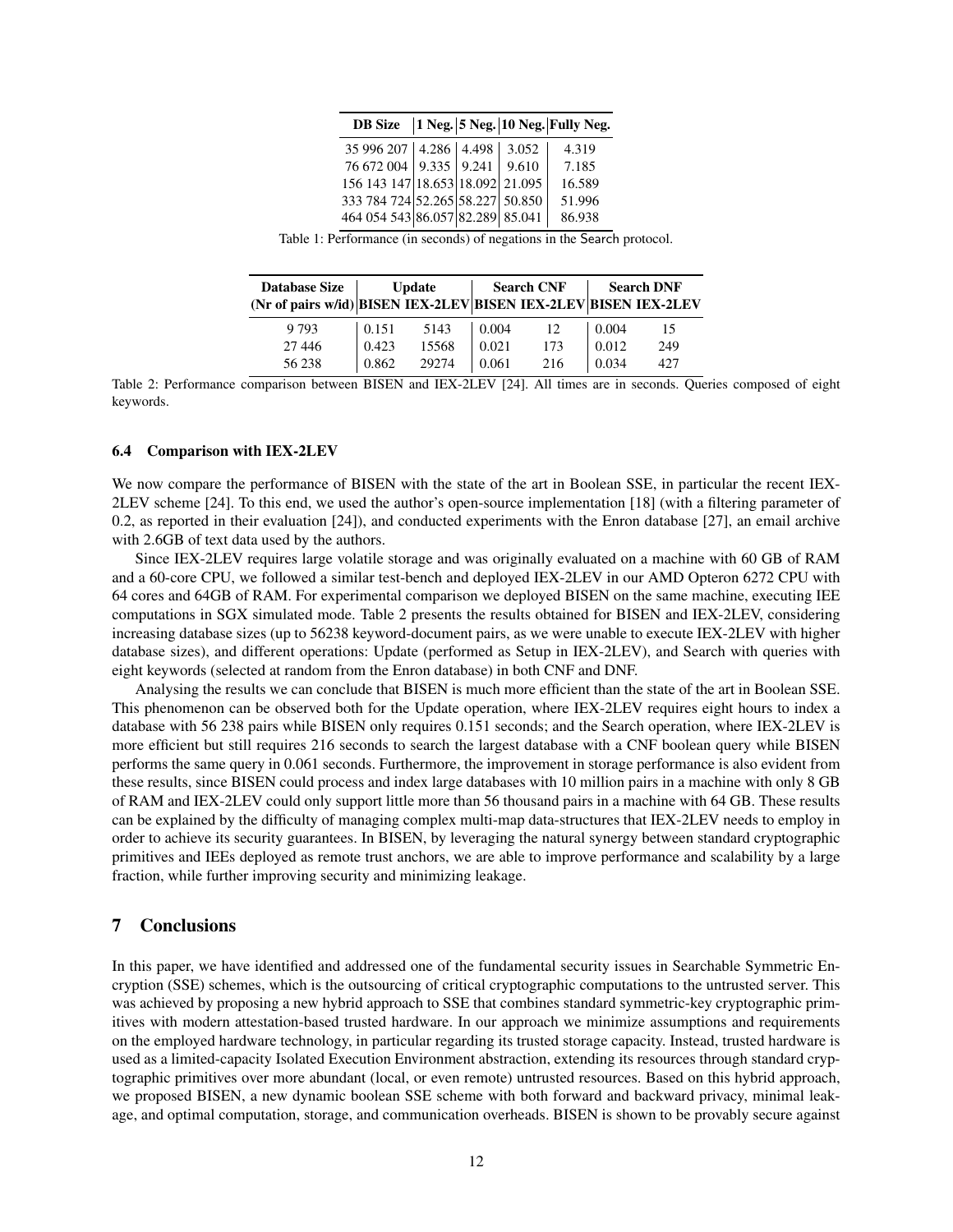| DB Size | 1 Neg. | 5 Neg. | 10 Neg. | Fully Neg. |
|---|---|---|---|---|
| 35 996 207 | 4.286 | 4.498 | 3.052 | 4.319 |
| 76 672 004 | 9.335 | 9.241 | 9.610 | 7.185 |
| 156 143 147 | 18.653 | 18.092 | 21.095 | 16.589 |
| 333 784 724 | 52.265 | 58.227 | 50.850 | 51.996 |
| 464 054 543 | 86.057 | 82.289 | 85.041 | 86.938 |

Table 1: Performance (in seconds) of negations in the Search protocol.

| Database Size (Nr of pairs w/id) | Update | | Search CNF | | Search DNF | |
|---|---|---|---|---|---|---|
| | BISEN | IEX-2LEV | BISEN | IEX-2LEV | BISEN | IEX-2LEV |
| 9 793 | 0.151 | 5143 | 0.004 | 12 | 0.004 | 15 |
| 27 446 | 0.423 | 15568 | 0.021 | 173 | 0.012 | 249 |
| 56 238 | 0.862 | 29274 | 0.061 | 216 | 0.034 | 427 |

Table 2: Performance comparison between BISEN and IEX-2LEV [24]. All times are in seconds. Queries composed of eight keywords.

### 6.4 Comparison with IEX-2LEV

We now compare the performance of BISEN with the state of the art in Boolean SSE, in particular the recent IEX-2LEV scheme [24]. To this end, we used the author's open-source implementation [18] (with a filtering parameter of 0.2, as reported in their evaluation [24]), and conducted experiments with the Enron database [27], an email archive with 2.6GB of text data used by the authors.

Since IEX-2LEV requires large volatile storage and was originally evaluated on a machine with 60 GB of RAM and a 60-core CPU, we followed a similar test-bench and deployed IEX-2LEV in our AMD Opteron 6272 CPU with 64 cores and 64GB of RAM. For experimental comparison we deployed BISEN on the same machine, executing IEE computations in SGX simulated mode. Table 2 presents the results obtained for BISEN and IEX-2LEV, considering increasing database sizes (up to 56238 keyword-document pairs, as we were unable to execute IEX-2LEV with higher database sizes), and different operations: Update (performed as Setup in IEX-2LEV), and Search with queries with eight keywords (selected at random from the Enron database) in both CNF and DNF.

Analysing the results we can conclude that BISEN is much more efficient than the state of the art in Boolean SSE. This phenomenon can be observed both for the Update operation, where IEX-2LEV requires eight hours to index a database with 56 238 pairs while BISEN only requires 0.151 seconds; and the Search operation, where IEX-2LEV is more efficient but still requires 216 seconds to search the largest database with a CNF boolean query while BISEN performs the same query in 0.061 seconds. Furthermore, the improvement in storage performance is also evident from these results, since BISEN could process and index large databases with 10 million pairs in a machine with only 8 GB of RAM and IEX-2LEV could only support little more than 56 thousand pairs in a machine with 64 GB. These results can be explained by the difficulty of managing complex multi-map data-structures that IEX-2LEV needs to employ in order to achieve its security guarantees. In BISEN, by leveraging the natural synergy between standard cryptographic primitives and IEEs deployed as remote trust anchors, we are able to improve performance and scalability by a large fraction, while further improving security and minimizing leakage.

## 7 Conclusions

In this paper, we have identified and addressed one of the fundamental security issues in Searchable Symmetric Encryption (SSE) schemes, which is the outsourcing of critical cryptographic computations to the untrusted server. This was achieved by proposing a new hybrid approach to SSE that combines standard symmetric-key cryptographic primitives with modern attestation-based trusted hardware. In our approach we minimize assumptions and requirements on the employed hardware technology, in particular regarding its trusted storage capacity. Instead, trusted hardware is used as a limited-capacity Isolated Execution Environment abstraction, extending its resources through standard cryptographic primitives over more abundant (local, or even remote) untrusted resources. Based on this hybrid approach, we proposed BISEN, a new dynamic boolean SSE scheme with both forward and backward privacy, minimal leakage, and optimal computation, storage, and communication overheads. BISEN is shown to be provably secure against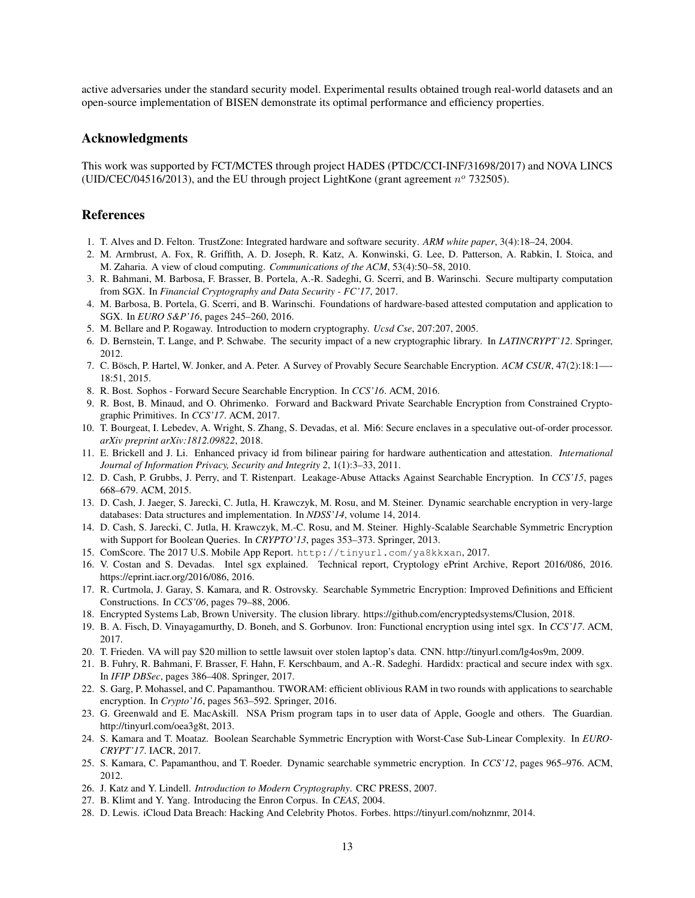active adversaries under the standard security model. Experimental results obtained trough real-world datasets and an open-source implementation of BISEN demonstrate its optimal performance and efficiency properties.

## Acknowledgments

This work was supported by FCT/MCTES through project HADES (PTDC/CCI-INF/31698/2017) and NOVA LINCS (UID/CEC/04516/2013), and the EU through project LightKone (grant agreement $n^o$ 732505).

## References

1. T. Alves and D. Felton. TrustZone: Integrated hardware and software security. *ARM white paper*, 3(4):18–24, 2004.
2. M. Armbrust, A. Fox, R. Griffith, A. D. Joseph, R. Katz, A. Konwinski, G. Lee, D. Patterson, A. Rabkin, I. Stoica, and M. Zaharia. A view of cloud computing. *Communications of the ACM*, 53(4):50–58, 2010.
3. R. Bahmani, M. Barbosa, F. Brasser, B. Portela, A.-R. Sadeghi, G. Scerri, and B. Warinschi. Secure multiparty computation from SGX. In *Financial Cryptography and Data Security - FC'17*, 2017.
4. M. Barbosa, B. Portela, G. Scerri, and B. Warinschi. Foundations of hardware-based attested computation and application to SGX. In *EURO S&P'16*, pages 245–260, 2016.
5. M. Bellare and P. Rogaway. Introduction to modern cryptography. *Ucsd Cse*, 207:207, 2005.
6. D. Bernstein, T. Lange, and P. Schwabe. The security impact of a new cryptographic library. In *LATINCRYPT'12*. Springer, 2012.
7. C. Bösch, P. Hartel, W. Jonker, and A. Peter. A Survey of Provably Secure Searchable Encryption. *ACM CSUR*, 47(2):18:1—-18:51, 2015.
8. R. Bost. Sophos - Forward Secure Searchable Encryption. In *CCS'16*. ACM, 2016.
9. R. Bost, B. Minaud, and O. Ohrimenko. Forward and Backward Private Searchable Encryption from Constrained Cryptographic Primitives. In *CCS'17*. ACM, 2017.
10. T. Bourgeat, I. Lebedev, A. Wright, S. Zhang, S. Devadas, et al. Mi6: Secure enclaves in a speculative out-of-order processor. *arXiv preprint arXiv:1812.09822*, 2018.
11. E. Brickell and J. Li. Enhanced privacy id from bilinear pairing for hardware authentication and attestation. *International Journal of Information Privacy, Security and Integrity 2*, 1(1):3–33, 2011.
12. D. Cash, P. Grubbs, J. Perry, and T. Ristenpart. Leakage-Abuse Attacks Against Searchable Encryption. In *CCS'15*, pages 668–679. ACM, 2015.
13. D. Cash, J. Jaeger, S. Jarecki, C. Jutla, H. Krawczyk, M. Rosu, and M. Steiner. Dynamic searchable encryption in very-large databases: Data structures and implementation. In *NDSS'14*, volume 14, 2014.
14. D. Cash, S. Jarecki, C. Jutla, H. Krawczyk, M.-C. Rosu, and M. Steiner. Highly-Scalable Searchable Symmetric Encryption with Support for Boolean Queries. In *CRYPTO'13*, pages 353–373. Springer, 2013.
15. ComScore. The 2017 U.S. Mobile App Report. `http://tinyurl.com/ya8kkxan`, 2017.
16. V. Costan and S. Devadas. Intel sgx explained. Technical report, Cryptology ePrint Archive, Report 2016/086, 2016. https://eprint.iacr.org/2016/086, 2016.
17. R. Curtmola, J. Garay, S. Kamara, and R. Ostrovsky. Searchable Symmetric Encryption: Improved Definitions and Efficient Constructions. In *CCS'06*, pages 79–88, 2006.
18. Encrypted Systems Lab, Brown University. The clusion library. https://github.com/encryptedsystems/Clusion, 2018.
19. B. A. Fisch, D. Vinayagamurthy, D. Boneh, and S. Gorbunov. Iron: Functional encryption using intel sgx. In *CCS'17*. ACM, 2017.
20. T. Frieden. VA will pay $20 million to settle lawsuit over stolen laptop's data. CNN. http://tinyurl.com/lg4os9m, 2009.
21. B. Fuhry, R. Bahmani, F. Brasser, F. Hahn, F. Kerschbaum, and A.-R. Sadeghi. Hardidx: practical and secure index with sgx. In *IFIP DBSec*, pages 386–408. Springer, 2017.
22. S. Garg, P. Mohassel, and C. Papamanthou. TWORAM: efficient oblivious RAM in two rounds with applications to searchable encryption. In *Crypto'16*, pages 563–592. Springer, 2016.
23. G. Greenwald and E. MacAskill. NSA Prism program taps in to user data of Apple, Google and others. The Guardian. http://tinyurl.com/oea3g8t, 2013.
24. S. Kamara and T. Moataz. Boolean Searchable Symmetric Encryption with Worst-Case Sub-Linear Complexity. In *EUROCRYPT'17*. IACR, 2017.
25. S. Kamara, C. Papamanthou, and T. Roeder. Dynamic searchable symmetric encryption. In *CCS'12*, pages 965–976. ACM, 2012.
26. J. Katz and Y. Lindell. *Introduction to Modern Cryptography*. CRC PRESS, 2007.
27. B. Klimt and Y. Yang. Introducing the Enron Corpus. In *CEAS*, 2004.
28. D. Lewis. iCloud Data Breach: Hacking And Celebrity Photos. Forbes. https://tinyurl.com/nohznmr, 2014.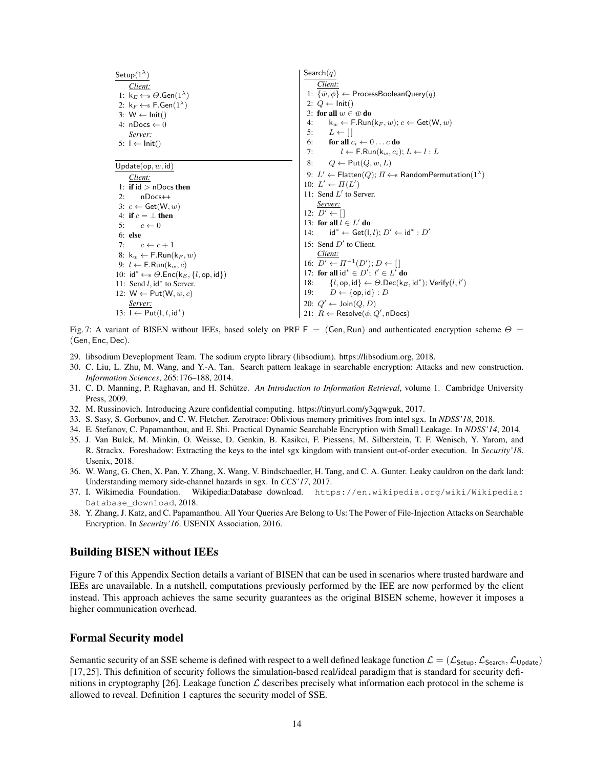```
Setup(1^λ)
    Client:
 1: k_E ←$ Θ.Gen(1^λ)
 2: k_F ←$ F.Gen(1^λ)
 3: W ← Init()
 4: nDocs ← 0
    Server:
 5: I ← Init()

Update(op, w, id)
    Client:
 1: if id > nDocs then
 2:     nDocs++
 3: c ← Get(W, w)
 4: if c = ⊥ then
 5:     c ← 0
 6: else
 7:     c ← c + 1
 8: k_w ← F.Run(k_F, w)
 9: l ← F.Run(k_w, c)
10: id* ←$ Θ.Enc(k_E, {l, op, id})
11: Send l, id* to Server.
12: W ← Put(W, w, c)
    Server:
13: I ← Put(I, l, id*)
```

```
Search(q)
    Client:
 1: {w̄, φ} ← ProcessBooleanQuery(q)
 2: Q ← Init()
 3: for all w ∈ w̄ do
 4:     k_w ← F.Run(k_F, w); c ← Get(W, w)
 5:     L ← []
 6:     for all c_i ← 0 ... c do
 7:         l ← F.Run(k_w, c_i); L ← l : L
 8:     Q ← Put(Q, w, L)
 9: L' ← Flatten(Q); Π ←$ RandomPermutation(1^λ)
10: L' ← Π(L')
11: Send L' to Server.
    Server:
12: D' ← []
13: for all l ∈ L' do
14:     id* ← Get(I, l); D' ← id* : D'
15: Send D' to Client.
    Client:
16: D' ← Π^{-1}(D'); D ← []
17: for all id* ∈ D'; l' ∈ L' do
18:     {l, op, id} ← Θ.Dec(k_E, id*); Verify(l, l')
19:     D ← {op, id} : D
20: Q' ← Join(Q, D)
21: R ← Resolve(φ, Q', nDocs)
```

Fig. 7: A variant of BISEN without IEEs, based solely on PRF $\mathsf{F} = (\mathsf{Gen}, \mathsf{Run})$ and authenticated encryption scheme $\Theta = (\mathsf{Gen}, \mathsf{Enc}, \mathsf{Dec})$.

29. libsodium Deveplopment Team. The sodium crypto library (libsodium). https://libsodium.org, 2018.
30. C. Liu, L. Zhu, M. Wang, and Y.-A. Tan. Search pattern leakage in searchable encryption: Attacks and new construction. *Information Sciences*, 265:176–188, 2014.
31. C. D. Manning, P. Raghavan, and H. Schütze. *An Introduction to Information Retrieval*, volume 1. Cambridge University Press, 2009.
32. M. Russinovich. Introducing Azure confidential computing. https://tinyurl.com/y3qqwguk, 2017.
33. S. Sasy, S. Gorbunov, and C. W. Fletcher. Zerotrace: Oblivious memory primitives from intel sgx. In *NDSS'18*, 2018.
34. E. Stefanov, C. Papamanthou, and E. Shi. Practical Dynamic Searchable Encryption with Small Leakage. In *NDSS'14*, 2014.
35. J. Van Bulck, M. Minkin, O. Weisse, D. Genkin, B. Kasikci, F. Piessens, M. Silberstein, T. F. Wenisch, Y. Yarom, and R. Strackx. Foreshadow: Extracting the keys to the intel sgx kingdom with transient out-of-order execution. In *Security'18*. Usenix, 2018.
36. W. Wang, G. Chen, X. Pan, Y. Zhang, X. Wang, V. Bindschaedler, H. Tang, and C. A. Gunter. Leaky cauldron on the dark land: Understanding memory side-channel hazards in sgx. In *CCS'17*, 2017.
37. I. Wikimedia Foundation. Wikipedia:Database download. https://en.wikipedia.org/wiki/Wikipedia:Database_download, 2018.
38. Y. Zhang, J. Katz, and C. Papamanthou. All Your Queries Are Belong to Us: The Power of File-Injection Attacks on Searchable Encryption. In *Security'16*. USENIX Association, 2016.

## Building BISEN without IEEs

Figure 7 of this Appendix Section details a variant of BISEN that can be used in scenarios where trusted hardware and IEEs are unavailable. In a nutshell, computations previously performed by the IEE are now performed by the client instead. This approach achieves the same security guarantees as the original BISEN scheme, however it imposes a higher communication overhead.

## Formal Security model

Semantic security of an SSE scheme is defined with respect to a well defined leakage function $\mathcal{L} = (\mathcal{L}_{\mathsf{Setup}}, \mathcal{L}_{\mathsf{Search}}, \mathcal{L}_{\mathsf{Update}})$ [17, 25]. This definition of security follows the simulation-based real/ideal paradigm that is standard for security definitions in cryptography [26]. Leakage function $\mathcal{L}$ describes precisely what information each protocol in the scheme is allowed to reveal. Definition 1 captures the security model of SSE.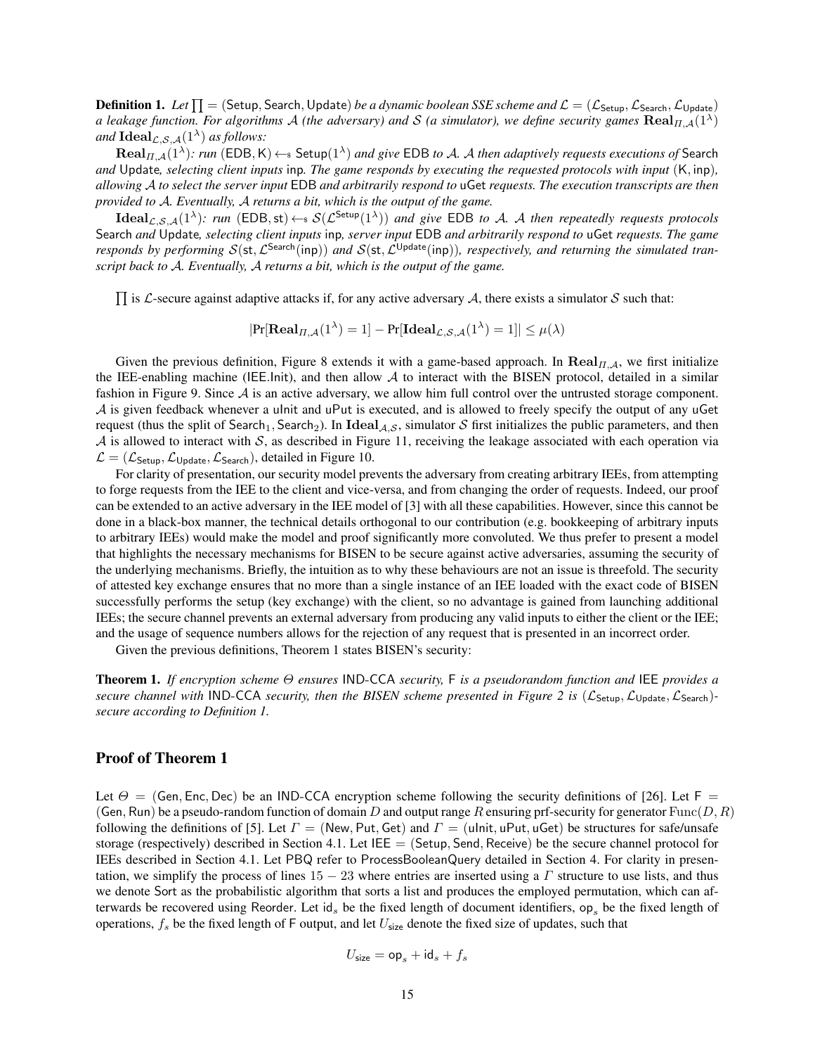**Definition 1.** *Let $\prod = (\mathsf{Setup}, \mathsf{Search}, \mathsf{Update})$ be a dynamic boolean SSE scheme and $\mathcal{L} = (\mathcal{L}_{\mathsf{Setup}}, \mathcal{L}_{\mathsf{Search}}, \mathcal{L}_{\mathsf{Update}})$ a leakage function. For algorithms $\mathcal{A}$ (the adversary) and $\mathcal{S}$ (a simulator), we define security games $\mathbf{Real}_{\Pi,\mathcal{A}}(1^\lambda)$ and $\mathbf{Ideal}_{\mathcal{L},\mathcal{S},\mathcal{A}}(1^\lambda)$ as follows:*

$\mathbf{Real}_{\Pi,\mathcal{A}}(1^\lambda)$*: run $(\mathsf{EDB}, \mathsf{K}) \leftarrow_\$ \mathsf{Setup}(1^\lambda)$ and give $\mathsf{EDB}$ to $\mathcal{A}$. $\mathcal{A}$ then adaptively requests executions of* Search *and* Update*, selecting client inputs* inp*. The game responds by executing the requested protocols with input $(\mathsf{K}, \mathsf{inp})$, allowing $\mathcal{A}$ to select the server input* EDB *and arbitrarily respond to* uGet *requests. The execution transcripts are then provided to $\mathcal{A}$. Eventually, $\mathcal{A}$ returns a bit, which is the output of the game.*

$\mathbf{Ideal}_{\mathcal{L},\mathcal{S},\mathcal{A}}(1^\lambda)$*: run $(\mathsf{EDB}, \mathsf{st}) \leftarrow_\$ \mathcal{S}(\mathcal{L}^{\mathsf{Setup}}(1^\lambda))$ and give* EDB *to $\mathcal{A}$. $\mathcal{A}$ then repeatedly requests protocols* Search *and* Update*, selecting client inputs* inp*, server input* EDB *and arbitrarily respond to* uGet *requests. The game responds by performing $\mathcal{S}(\mathsf{st}, \mathcal{L}^{\mathsf{Search}}(\mathsf{inp}))$ and $\mathcal{S}(\mathsf{st}, \mathcal{L}^{\mathsf{Update}}(\mathsf{inp}))$, respectively, and returning the simulated transcript back to $\mathcal{A}$. Eventually, $\mathcal{A}$ returns a bit, which is the output of the game.*

$\prod$ is $\mathcal{L}$-secure against adaptive attacks if, for any active adversary $\mathcal{A}$, there exists a simulator $\mathcal{S}$ such that:

$$|\Pr[\mathbf{Real}_{\Pi,\mathcal{A}}(1^\lambda) = 1] - \Pr[\mathbf{Ideal}_{\mathcal{L},\mathcal{S},\mathcal{A}}(1^\lambda) = 1]| \leq \mu(\lambda)$$

Given the previous definition, Figure 8 extends it with a game-based approach. In $\mathbf{Real}_{\Pi,\mathcal{A}}$, we first initialize the IEE-enabling machine (IEE.Init), and then allow $\mathcal{A}$ to interact with the BISEN protocol, detailed in a similar fashion in Figure 9. Since $\mathcal{A}$ is an active adversary, we allow him full control over the untrusted storage component. $\mathcal{A}$ is given feedback whenever a uInit and uPut is executed, and is allowed to freely specify the output of any uGet request (thus the split of $\mathsf{Search}_1, \mathsf{Search}_2$). In $\mathbf{Ideal}_{\mathcal{A},\mathcal{S}}$, simulator $\mathcal{S}$ first initializes the public parameters, and then $\mathcal{A}$ is allowed to interact with $\mathcal{S}$, as described in Figure 11, receiving the leakage associated with each operation via $\mathcal{L} = (\mathcal{L}_{\mathsf{Setup}}, \mathcal{L}_{\mathsf{Update}}, \mathcal{L}_{\mathsf{Search}})$, detailed in Figure 10.

For clarity of presentation, our security model prevents the adversary from creating arbitrary IEEs, from attempting to forge requests from the IEE to the client and vice-versa, and from changing the order of requests. Indeed, our proof can be extended to an active adversary in the IEE model of [3] with all these capabilities. However, since this cannot be done in a black-box manner, the technical details orthogonal to our contribution (e.g. bookkeeping of arbitrary inputs to arbitrary IEEs) would make the model and proof significantly more convoluted. We thus prefer to present a model that highlights the necessary mechanisms for BISEN to be secure against active adversaries, assuming the security of the underlying mechanisms. Briefly, the intuition as to why these behaviours are not an issue is threefold. The security of attested key exchange ensures that no more than a single instance of an IEE loaded with the exact code of BISEN successfully performs the setup (key exchange) with the client, so no advantage is gained from launching additional IEEs; the secure channel prevents an external adversary from producing any valid inputs to either the client or the IEE; and the usage of sequence numbers allows for the rejection of any request that is presented in an incorrect order.

Given the previous definitions, Theorem 1 states BISEN's security:

**Theorem 1.** *If encryption scheme $\Theta$ ensures* IND-CCA *security,* F *is a pseudorandom function and* IEE *provides a secure channel with* IND-CCA *security, then the BISEN scheme presented in Figure 2 is $(\mathcal{L}_{\mathsf{Setup}}, \mathcal{L}_{\mathsf{Update}}, \mathcal{L}_{\mathsf{Search}})$-secure according to Definition 1.*

## Proof of Theorem 1

Let $\Theta = (\mathsf{Gen}, \mathsf{Enc}, \mathsf{Dec})$ be an IND-CCA encryption scheme following the security definitions of [26]. Let $\mathsf{F} = (\mathsf{Gen}, \mathsf{Run})$ be a pseudo-random function of domain $D$ and output range $R$ ensuring prf-security for generator $\mathrm{Func}(D, R)$ following the definitions of [5]. Let $\Gamma = (\mathsf{New}, \mathsf{Put}, \mathsf{Get})$ and $\Gamma = (\mathsf{uInit}, \mathsf{uPut}, \mathsf{uGet})$ be structures for safe/unsafe storage (respectively) described in Section 4.1. Let $\mathsf{IEE} = (\mathsf{Setup}, \mathsf{Send}, \mathsf{Receive})$ be the secure channel protocol for IEEs described in Section 4.1. Let PBQ refer to ProcessBooleanQuery detailed in Section 4. For clarity in presentation, we simplify the process of lines $15-23$ where entries are inserted using a $\Gamma$ structure to use lists, and thus we denote Sort as the probabilistic algorithm that sorts a list and produces the employed permutation, which can afterwards be recovered using Reorder. Let $\mathsf{id}_s$ be the fixed length of document identifiers, $\mathsf{op}_s$ be the fixed length of operations, $f_s$ be the fixed length of F output, and let $U_{\mathsf{size}}$ denote the fixed size of updates, such that

$$U_{\mathsf{size}} = \mathsf{op}_s + \mathsf{id}_s + f_s$$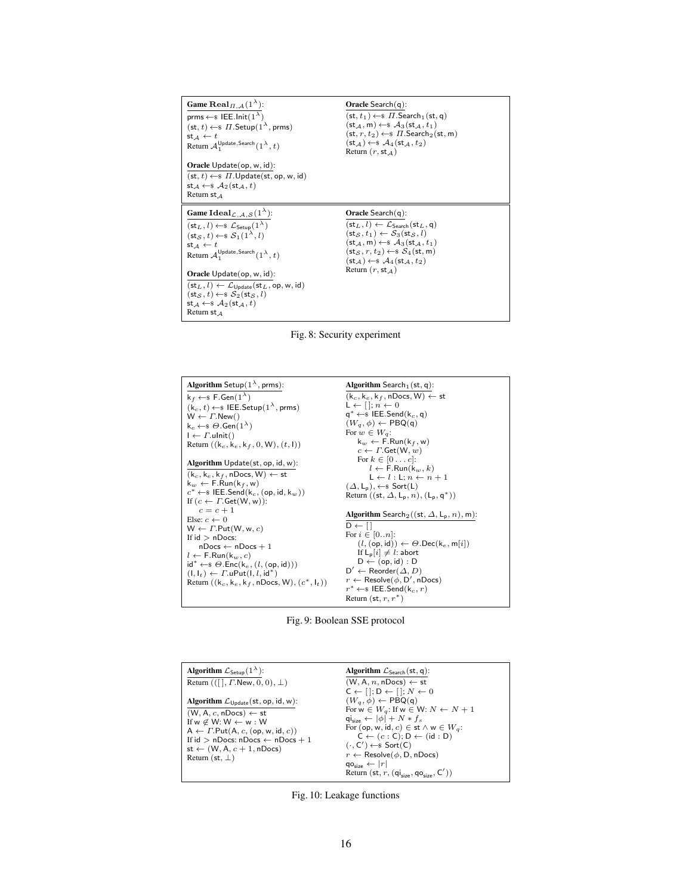**Game** $\mathbf{Real}_{\Pi,\mathcal{A}}(1^\lambda)$:

$\mathsf{prms} \leftarrow\$ \mathsf{IEE.Init}(1^\lambda)$
$(\mathsf{st}, t) \leftarrow\$ \Pi.\mathsf{Setup}(1^\lambda, \mathsf{prms})$
$\mathsf{st}_\mathcal{A} \leftarrow t$
Return $\mathcal{A}_1^{\mathsf{Update},\mathsf{Search}}(1^\lambda, t)$

**Oracle** $\mathsf{Update}(\mathsf{op}, \mathsf{w}, \mathsf{id})$:

$(\mathsf{st}, t) \leftarrow\$ \Pi.\mathsf{Update}(\mathsf{st}, \mathsf{op}, \mathsf{w}, \mathsf{id})$
$\mathsf{st}_\mathcal{A} \leftarrow\$ \mathcal{A}_2(\mathsf{st}_\mathcal{A}, t)$
Return $\mathsf{st}_\mathcal{A}$

**Oracle** $\mathsf{Search}(\mathsf{q})$:

$(\mathsf{st}, t_1) \leftarrow\$ \Pi.\mathsf{Search}_1(\mathsf{st}, \mathsf{q})$
$(\mathsf{st}_\mathcal{A}, \mathsf{m}) \leftarrow\$ \mathcal{A}_3(\mathsf{st}_\mathcal{A}, t_1)$
$(\mathsf{st}, r, t_2) \leftarrow\$ \Pi.\mathsf{Search}_2(\mathsf{st}, \mathsf{m})$
$(\mathsf{st}_\mathcal{A}) \leftarrow\$ \mathcal{A}_4(\mathsf{st}_\mathcal{A}, t_2)$
Return $(r, \mathsf{st}_\mathcal{A})$

**Game** $\mathbf{Ideal}_{\mathcal{L},\mathcal{A},\mathcal{S}}(1^\lambda)$:

$(\mathsf{st}_L, l) \leftarrow\$ \mathcal{L}_{\mathsf{Setup}}(1^\lambda)$
$(\mathsf{st}_\mathcal{S}, t) \leftarrow\$ \mathcal{S}_1(1^\lambda, l)$
$\mathsf{st}_\mathcal{A} \leftarrow t$
Return $\mathcal{A}_1^{\mathsf{Update},\mathsf{Search}}(1^\lambda, t)$

**Oracle** $\mathsf{Update}(\mathsf{op}, \mathsf{w}, \mathsf{id})$:

$(\mathsf{st}_L, l) \leftarrow \mathcal{L}_{\mathsf{Update}}(\mathsf{st}_L, \mathsf{op}, \mathsf{w}, \mathsf{id})$
$(\mathsf{st}_\mathcal{S}, t) \leftarrow\$ \mathcal{S}_2(\mathsf{st}_\mathcal{S}, l)$
$\mathsf{st}_\mathcal{A} \leftarrow\$ \mathcal{A}_2(\mathsf{st}_\mathcal{A}, t)$
Return $\mathsf{st}_\mathcal{A}$

**Oracle** $\mathsf{Search}(\mathsf{q})$:

$(\mathsf{st}_L, l) \leftarrow \mathcal{L}_{\mathsf{Search}}(\mathsf{st}_L, \mathsf{q})$
$(\mathsf{st}_\mathcal{S}, t_1) \leftarrow \mathcal{S}_3(\mathsf{st}_\mathcal{S}, l)$
$(\mathsf{st}_\mathcal{A}, \mathsf{m}) \leftarrow\$ \mathcal{A}_3(\mathsf{st}_\mathcal{A}, t_1)$
$(\mathsf{st}_\mathcal{S}, r, t_2) \leftarrow\$ \mathcal{S}_4(\mathsf{st}, \mathsf{m})$
$(\mathsf{st}_\mathcal{A}) \leftarrow\$ \mathcal{A}_4(\mathsf{st}_\mathcal{A}, t_2)$
Return $(r, \mathsf{st}_\mathcal{A})$

Fig. 8: Security experiment

**Algorithm** $\mathsf{Setup}(1^\lambda, \mathsf{prms})$:

$\mathsf{k}_f \leftarrow\$ \mathsf{F.Gen}(1^\lambda)$
$(\mathsf{k}_c, t) \leftarrow\$ \mathsf{IEE.Setup}(1^\lambda, \mathsf{prms})$
$\mathsf{W} \leftarrow \Gamma.\mathsf{New}()$
$\mathsf{k}_e \leftarrow\$ \Theta.\mathsf{Gen}(1^\lambda)$
$\mathsf{I} \leftarrow \Gamma.\mathsf{uInit}()$
Return $((\mathsf{k}_c, \mathsf{k}_e, \mathsf{k}_f, 0, \mathsf{W}), (t, \mathsf{I}))$

**Algorithm** $\mathsf{Update}(\mathsf{st}, \mathsf{op}, \mathsf{id}, \mathsf{w})$:

$(\mathsf{k}_c, \mathsf{k}_e, \mathsf{k}_f, \mathsf{nDocs}, \mathsf{W}) \leftarrow \mathsf{st}$
$\mathsf{k}_w \leftarrow \mathsf{F.Run}(\mathsf{k}_f, \mathsf{w})$
$c^* \leftarrow\$ \mathsf{IEE.Send}(\mathsf{k}_c, (\mathsf{op}, \mathsf{id}, \mathsf{k}_w))$
If $(c \leftarrow \Gamma.\mathsf{Get}(\mathsf{W}, \mathsf{w}))$:
  $c = c + 1$
Else: $c \leftarrow 0$
$\mathsf{W} \leftarrow \Gamma.\mathsf{Put}(\mathsf{W}, \mathsf{w}, c)$
If $\mathsf{id} > \mathsf{nDocs}$:
  $\mathsf{nDocs} \leftarrow \mathsf{nDocs} + 1$
$l \leftarrow \mathsf{F.Run}(\mathsf{k}_w, c)$
$\mathsf{id}^* \leftarrow\$ \Theta.\mathsf{Enc}(\mathsf{k}_e, (l, (\mathsf{op}, \mathsf{id})))$
$(\mathsf{I}, \mathsf{I}_t) \leftarrow \Gamma.\mathsf{uPut}(\mathsf{I}, l, \mathsf{id}^*)$
Return $((\mathsf{k}_c, \mathsf{k}_e, \mathsf{k}_f, \mathsf{nDocs}, \mathsf{W}), (c^*, \mathsf{I}_t))$

**Algorithm** $\mathsf{Search}_1(\mathsf{st}, \mathsf{q})$:

$(\mathsf{k}_c, \mathsf{k}_e, \mathsf{k}_f, \mathsf{nDocs}, \mathsf{W}) \leftarrow \mathsf{st}$
$\mathsf{L} \leftarrow [\,]; n \leftarrow 0$
$\mathsf{q}^* \leftarrow\$ \mathsf{IEE.Send}(\mathsf{k}_c, \mathsf{q})$
$(W_q, \phi) \leftarrow \mathsf{PBQ}(\mathsf{q})$
For $w \in W_q$:
  $\mathsf{k}_w \leftarrow \mathsf{F.Run}(\mathsf{k}_f, \mathsf{w})$
  $c \leftarrow \Gamma.\mathsf{Get}(\mathsf{W}, w)$
  For $k \in [0 \ldots c]$:
    $l \leftarrow \mathsf{F.Run}(\mathsf{k}_w, k)$
    $\mathsf{L} \leftarrow l : \mathsf{L}; n \leftarrow n + 1$
$(\Delta, \mathsf{L}_\mathsf{p}) \leftarrow\$ \mathsf{Sort}(\mathsf{L})$
Return $((\mathsf{st}, \Delta, \mathsf{L}_\mathsf{p}, n), (\mathsf{L}_\mathsf{p}, \mathsf{q}^*))$

**Algorithm** $\mathsf{Search}_2((\mathsf{st}, \Delta, \mathsf{L}_\mathsf{p}, n), \mathsf{m})$:

$\mathsf{D} \leftarrow [\,]$
For $i \in [0..n]$:
  $(l, (\mathsf{op}, \mathsf{id})) \leftarrow \Theta.\mathsf{Dec}(\mathsf{k}_e, \mathsf{m}[i])$
  If $\mathsf{L}_\mathsf{p}[i] \neq l$: abort
  $\mathsf{D} \leftarrow (\mathsf{op}, \mathsf{id}) : \mathsf{D}$
$\mathsf{D}' \leftarrow \mathsf{Reorder}(\Delta, D)$
$r \leftarrow \mathsf{Resolve}(\phi, \mathsf{D}', \mathsf{nDocs})$
$r^* \leftarrow\$ \mathsf{IEE.Send}(\mathsf{k}_c, r)$
Return $(\mathsf{st}, r, r^*)$

Fig. 9: Boolean SSE protocol

**Algorithm** $\mathcal{L}_{\mathsf{Setup}}(1^\lambda)$:

Return $(([\,], \Gamma.\mathsf{New}, 0, 0), \perp)$

**Algorithm** $\mathcal{L}_{\mathsf{Update}}(\mathsf{st}, \mathsf{op}, \mathsf{id}, \mathsf{w})$:

$(\mathsf{W}, \mathsf{A}, c, \mathsf{nDocs}) \leftarrow \mathsf{st}$
If $\mathsf{w} \notin \mathsf{W}$: $\mathsf{W} \leftarrow \mathsf{w} : \mathsf{W}$
$\mathsf{A} \leftarrow \Gamma.\mathsf{Put}(\mathsf{A}, c, (\mathsf{op}, \mathsf{w}, \mathsf{id}, c))$
If $\mathsf{id} > \mathsf{nDocs}$: $\mathsf{nDocs} \leftarrow \mathsf{nDocs} + 1$
$\mathsf{st} \leftarrow (\mathsf{W}, \mathsf{A}, c + 1, \mathsf{nDocs})$
Return $(\mathsf{st}, \perp)$

**Algorithm** $\mathcal{L}_{\mathsf{Search}}(\mathsf{st}, \mathsf{q})$:

$(\mathsf{W}, \mathsf{A}, n, \mathsf{nDocs}) \leftarrow \mathsf{st}$
$\mathsf{C} \leftarrow [\,]; \mathsf{D} \leftarrow [\,]; N \leftarrow 0$
$(W_q, \phi) \leftarrow \mathsf{PBQ}(\mathsf{q})$
For $\mathsf{w} \in W_q$: If $\mathsf{w} \in \mathsf{W}$: $N \leftarrow N + 1$
$\mathsf{qi}_{\mathsf{size}} \leftarrow |\phi| + N * f_s$
For $(\mathsf{op}, \mathsf{w}, \mathsf{id}, c) \in \mathsf{st} \wedge \mathsf{w} \in W_q$:
  $\mathsf{C} \leftarrow (c : \mathsf{C}); \mathsf{D} \leftarrow (\mathsf{id} : \mathsf{D})$
$(\cdot, \mathsf{C}') \leftarrow\$ \mathsf{Sort}(\mathsf{C})$
$r \leftarrow \mathsf{Resolve}(\phi, \mathsf{D}, \mathsf{nDocs})$
$\mathsf{qo}_{\mathsf{size}} \leftarrow |r|$
Return $(\mathsf{st}, r, (\mathsf{qi}_{\mathsf{size}}, \mathsf{qo}_{\mathsf{size}}, \mathsf{C}'))$

Fig. 10: Leakage functions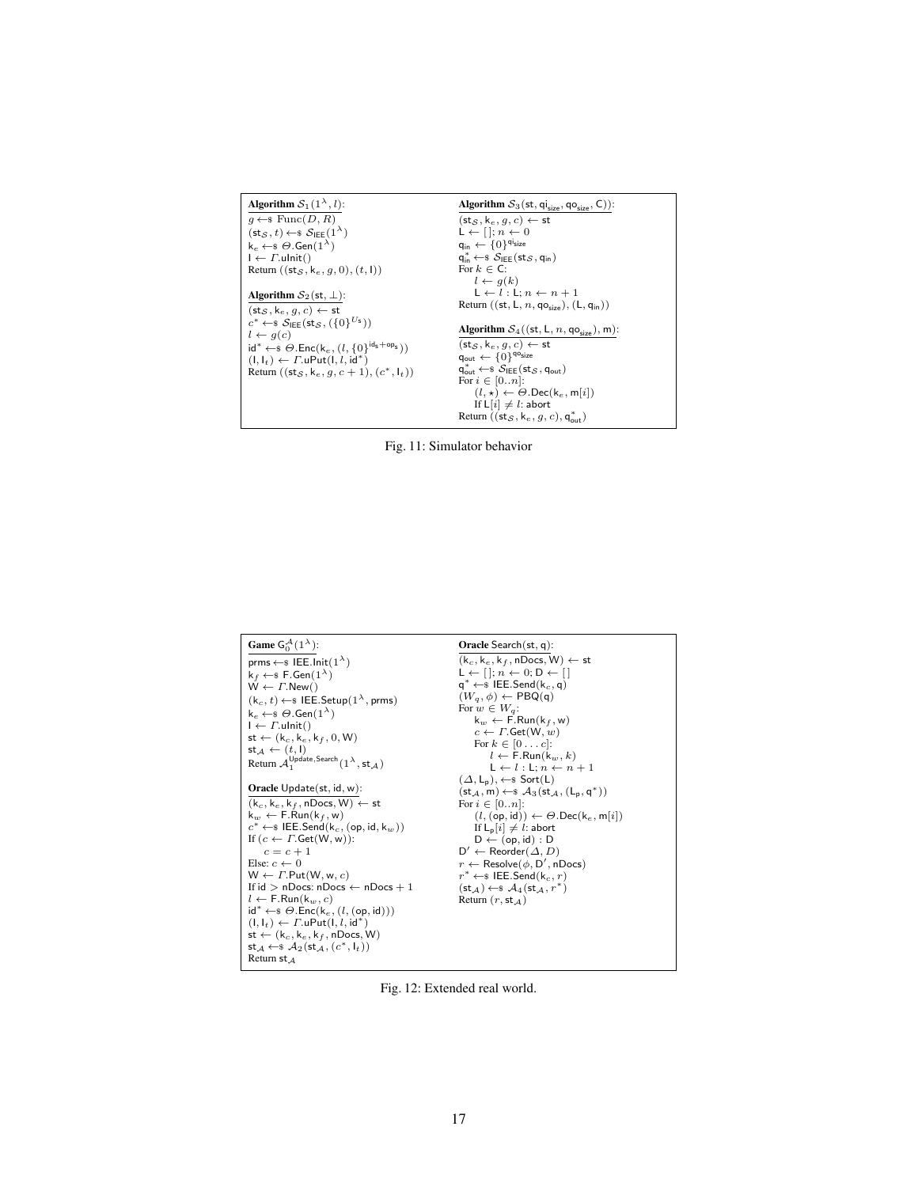**Algorithm** $\mathcal{S}_1(1^\lambda, l)$:

$g \leftarrow\!\$\ \mathrm{Func}(D, R)$
$(\mathsf{st}_\mathcal{S}, t) \leftarrow\!\$\ \mathcal{S}_{\mathsf{IEE}}(1^\lambda)$
$\mathsf{k}_e \leftarrow\!\$\ \Theta.\mathsf{Gen}(1^\lambda)$
$\mathsf{I} \leftarrow \Gamma.\mathsf{uInit}()$
Return $((\mathsf{st}_\mathcal{S}, \mathsf{k}_e, g, 0), (t, \mathsf{I}))$

**Algorithm** $\mathcal{S}_2(\mathsf{st}, \perp)$:

$(\mathsf{st}_\mathcal{S}, \mathsf{k}_e, g, c) \leftarrow \mathsf{st}$
$c^* \leftarrow\!\$\ \mathcal{S}_{\mathsf{IEE}}(\mathsf{st}_\mathcal{S}, (\{0\}^{U_\mathsf{s}}))$
$l \leftarrow g(c)$
$\mathsf{id}^* \leftarrow\!\$\ \Theta.\mathsf{Enc}(\mathsf{k}_e, (l, \{0\}^{\mathsf{id}_\mathsf{s} + \mathsf{op}_\mathsf{s}}))$
$(\mathsf{I}, \mathsf{I}_t) \leftarrow \Gamma.\mathsf{uPut}(\mathsf{I}, l, \mathsf{id}^*)$
Return $((\mathsf{st}_\mathcal{S}, \mathsf{k}_e, g, c+1), (c^*, \mathsf{I}_t))$

**Algorithm** $\mathcal{S}_3(\mathsf{st}, \mathsf{qi}_{\mathsf{size}}, \mathsf{qo}_{\mathsf{size}}, \mathsf{C})$:

$(\mathsf{st}_\mathcal{S}, \mathsf{k}_e, g, c) \leftarrow \mathsf{st}$
$\mathsf{L} \leftarrow [\,]; n \leftarrow 0$
$\mathsf{q}_{\mathsf{in}} \leftarrow \{0\}^{\mathsf{qi}_{\mathsf{size}}}$
$\mathsf{q}^*_{\mathsf{in}} \leftarrow\!\$\ \mathcal{S}_{\mathsf{IEE}}(\mathsf{st}_\mathcal{S}, \mathsf{q}_{\mathsf{in}})$
For $k \in \mathsf{C}$:
  $l \leftarrow g(k)$
  $\mathsf{L} \leftarrow l : \mathsf{L}; n \leftarrow n + 1$
Return $((\mathsf{st}, \mathsf{L}, n, \mathsf{qo}_{\mathsf{size}}), (\mathsf{L}, \mathsf{q}_{\mathsf{in}}))$

**Algorithm** $\mathcal{S}_4((\mathsf{st}, \mathsf{L}, n, \mathsf{qo}_{\mathsf{size}}), \mathsf{m})$:

$(\mathsf{st}_\mathcal{S}, \mathsf{k}_e, g, c) \leftarrow \mathsf{st}$
$\mathsf{q}_{\mathsf{out}} \leftarrow \{0\}^{\mathsf{qo}_{\mathsf{size}}}$
$\mathsf{q}^*_{\mathsf{out}} \leftarrow\!\$\ \mathcal{S}_{\mathsf{IEE}}(\mathsf{st}_\mathcal{S}, \mathsf{q}_{\mathsf{out}})$
For $i \in [0..n]$:
  $(l, \star) \leftarrow \Theta.\mathsf{Dec}(\mathsf{k}_e, \mathsf{m}[i])$
  If $\mathsf{L}[i] \neq l$: abort
Return $((\mathsf{st}_\mathcal{S}, \mathsf{k}_e, g, c), \mathsf{q}^*_{\mathsf{out}})$

Fig. 11: Simulator behavior

**Game** $\mathsf{G}_0^{\mathcal{A}}(1^\lambda)$:

$\mathsf{prms} \leftarrow\!\$\ \mathsf{IEE.Init}(1^\lambda)$
$\mathsf{k}_f \leftarrow\!\$\ \mathsf{F.Gen}(1^\lambda)$
$\mathsf{W} \leftarrow \Gamma.\mathsf{New}()$
$(\mathsf{k}_c, t) \leftarrow\!\$\ \mathsf{IEE.Setup}(1^\lambda, \mathsf{prms})$
$\mathsf{k}_e \leftarrow\!\$\ \Theta.\mathsf{Gen}(1^\lambda)$
$\mathsf{I} \leftarrow \Gamma.\mathsf{uInit}()$
$\mathsf{st} \leftarrow (\mathsf{k}_c, \mathsf{k}_e, \mathsf{k}_f, 0, \mathsf{W})$
$\mathsf{st}_\mathcal{A} \leftarrow (t, \mathsf{I})$
Return $\mathcal{A}_1^{\mathsf{Update},\mathsf{Search}}(1^\lambda, \mathsf{st}_\mathcal{A})$

**Oracle** $\mathsf{Update}(\mathsf{st}, \mathsf{id}, \mathsf{w})$:

$(\mathsf{k}_c, \mathsf{k}_e, \mathsf{k}_f, \mathsf{nDocs}, \mathsf{W}) \leftarrow \mathsf{st}$
$\mathsf{k}_w \leftarrow \mathsf{F.Run}(\mathsf{k}_f, \mathsf{w})$
$c^* \leftarrow\!\$\ \mathsf{IEE.Send}(\mathsf{k}_c, (\mathsf{op}, \mathsf{id}, \mathsf{k}_w))$
If $(c \leftarrow \Gamma.\mathsf{Get}(\mathsf{W}, \mathsf{w}))$:
  $c = c + 1$
Else: $c \leftarrow 0$
$\mathsf{W} \leftarrow \Gamma.\mathsf{Put}(\mathsf{W}, \mathsf{w}, c)$
If $\mathsf{id} > \mathsf{nDocs}$: $\mathsf{nDocs} \leftarrow \mathsf{nDocs} + 1$
$l \leftarrow \mathsf{F.Run}(\mathsf{k}_w, c)$
$\mathsf{id}^* \leftarrow\!\$\ \Theta.\mathsf{Enc}(\mathsf{k}_e, (l, (\mathsf{op}, \mathsf{id})))$
$(\mathsf{I}, \mathsf{I}_t) \leftarrow \Gamma.\mathsf{uPut}(\mathsf{I}, l, \mathsf{id}^*)$
$\mathsf{st} \leftarrow (\mathsf{k}_c, \mathsf{k}_e, \mathsf{k}_f, \mathsf{nDocs}, \mathsf{W})$
$\mathsf{st}_\mathcal{A} \leftarrow\!\$\ \mathcal{A}_2(\mathsf{st}_\mathcal{A}, (c^*, \mathsf{I}_t))$
Return $\mathsf{st}_\mathcal{A}$

**Oracle** $\mathsf{Search}(\mathsf{st}, \mathsf{q})$:

$(\mathsf{k}_c, \mathsf{k}_e, \mathsf{k}_f, \mathsf{nDocs}, \mathsf{W}) \leftarrow \mathsf{st}$
$\mathsf{L} \leftarrow [\,]; n \leftarrow 0; \mathsf{D} \leftarrow [\,]$
$\mathsf{q}^* \leftarrow\!\$\ \mathsf{IEE.Send}(\mathsf{k}_c, \mathsf{q})$
$(W_q, \phi) \leftarrow \mathsf{PBQ}(\mathsf{q})$
For $w \in W_q$:
  $\mathsf{k}_w \leftarrow \mathsf{F.Run}(\mathsf{k}_f, \mathsf{w})$
  $c \leftarrow \Gamma.\mathsf{Get}(\mathsf{W}, w)$
  For $k \in [0 \ldots c]$:
    $l \leftarrow \mathsf{F.Run}(\mathsf{k}_w, k)$
    $\mathsf{L} \leftarrow l : \mathsf{L}; n \leftarrow n + 1$
$(\Delta, \mathsf{L}_\mathsf{p}) \leftarrow\!\$\ \mathsf{Sort}(\mathsf{L})$
$(\mathsf{st}_\mathcal{A}, \mathsf{m}) \leftarrow\!\$\ \mathcal{A}_3(\mathsf{st}_\mathcal{A}, (\mathsf{L}_\mathsf{p}, \mathsf{q}^*))$
For $i \in [0..n]$:
  $(l, (\mathsf{op}, \mathsf{id})) \leftarrow \Theta.\mathsf{Dec}(\mathsf{k}_e, \mathsf{m}[i])$
  If $\mathsf{L}_\mathsf{p}[i] \neq l$: abort
  $\mathsf{D} \leftarrow (\mathsf{op}, \mathsf{id}) : \mathsf{D}$
$\mathsf{D}' \leftarrow \mathsf{Reorder}(\Delta, D)$
$r \leftarrow \mathsf{Resolve}(\phi, \mathsf{D}', \mathsf{nDocs})$
$r^* \leftarrow\!\$\ \mathsf{IEE.Send}(\mathsf{k}_c, r)$
$(\mathsf{st}_\mathcal{A}) \leftarrow\!\$\ \mathcal{A}_4(\mathsf{st}_\mathcal{A}, r^*)$
Return $(r, \mathsf{st}_\mathcal{A})$

Fig. 12: Extended real world.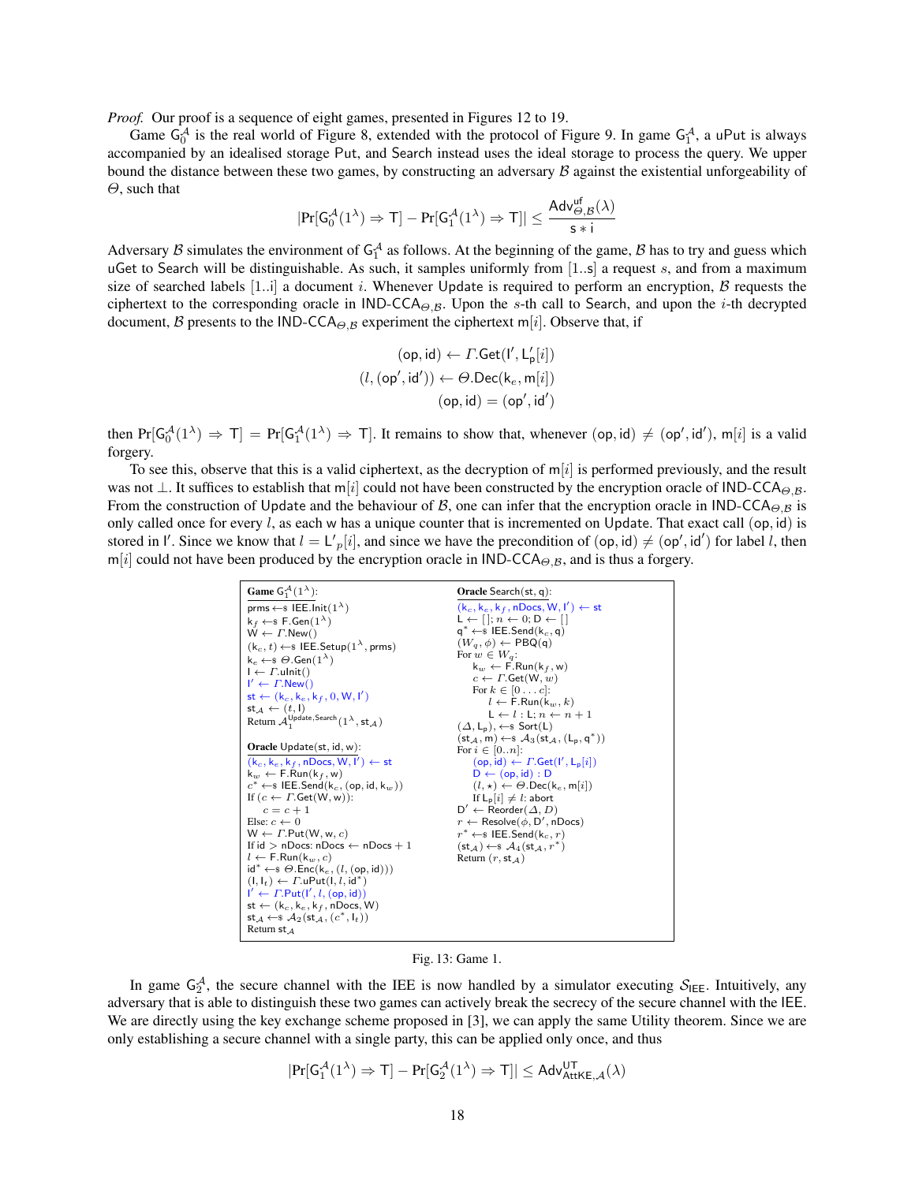*Proof.* Our proof is a sequence of eight games, presented in Figures 12 to 19.

Game $\mathsf{G}_0^{\mathcal{A}}$ is the real world of Figure 8, extended with the protocol of Figure 9. In game $\mathsf{G}_1^{\mathcal{A}}$, a uPut is always accompanied by an idealised storage Put, and Search instead uses the ideal storage to process the query. We upper bound the distance between these two games, by constructing an adversary $\mathcal{B}$ against the existential unforgeability of $\Theta$, such that

$$|\Pr[\mathsf{G}_0^{\mathcal{A}}(1^\lambda) \Rightarrow \mathsf{T}] - \Pr[\mathsf{G}_1^{\mathcal{A}}(1^\lambda) \Rightarrow \mathsf{T}]| \leq \frac{\mathsf{Adv}^{\mathsf{uf}}_{\Theta,\mathcal{B}}(\lambda)}{\mathsf{s} * \mathsf{i}}$$

Adversary $\mathcal{B}$ simulates the environment of $\mathsf{G}_1^{\mathcal{A}}$ as follows. At the beginning of the game, $\mathcal{B}$ has to try and guess which uGet to Search will be distinguishable. As such, it samples uniformly from $[1..s]$ a request $s$, and from a maximum size of searched labels $[1..i]$ a document $i$. Whenever Update is required to perform an encryption, $\mathcal{B}$ requests the ciphertext to the corresponding oracle in $\mathsf{IND\text{-}CCA}_{\Theta,\mathcal{B}}$. Upon the $s$-th call to Search, and upon the $i$-th decrypted document, $\mathcal{B}$ presents to the $\mathsf{IND\text{-}CCA}_{\Theta,\mathcal{B}}$ experiment the ciphertext $\mathsf{m}[i]$. Observe that, if

$$(\mathsf{op}, \mathsf{id}) \leftarrow \Gamma.\mathsf{Get}(\mathsf{l}', \mathsf{L}'_\mathsf{p}[i])$$
$$(l, (\mathsf{op}', \mathsf{id}')) \leftarrow \Theta.\mathsf{Dec}(\mathsf{k}_e, \mathsf{m}[i])$$
$$(\mathsf{op}, \mathsf{id}) = (\mathsf{op}', \mathsf{id}')$$

then $\Pr[\mathsf{G}_0^{\mathcal{A}}(1^\lambda) \Rightarrow \mathsf{T}] = \Pr[\mathsf{G}_1^{\mathcal{A}}(1^\lambda) \Rightarrow \mathsf{T}]$. It remains to show that, whenever $(\mathsf{op}, \mathsf{id}) \neq (\mathsf{op}', \mathsf{id}')$, $\mathsf{m}[i]$ is a valid forgery.

To see this, observe that this is a valid ciphertext, as the decryption of $\mathsf{m}[i]$ is performed previously, and the result was not $\perp$. It suffices to establish that $\mathsf{m}[i]$ could not have been constructed by the encryption oracle of $\mathsf{IND\text{-}CCA}_{\Theta,\mathcal{B}}$. From the construction of Update and the behaviour of $\mathcal{B}$, one can infer that the encryption oracle in $\mathsf{IND\text{-}CCA}_{\Theta,\mathcal{B}}$ is only called once for every $l$, as each w has a unique counter that is incremented on Update. That exact call $(\mathsf{op}, \mathsf{id})$ is stored in $\mathsf{l}'$. Since we know that $l = \mathsf{L}'_p[i]$, and since we have the precondition of $(\mathsf{op}, \mathsf{id}) \neq (\mathsf{op}', \mathsf{id}')$ for label $l$, then $\mathsf{m}[i]$ could not have been produced by the encryption oracle in $\mathsf{IND\text{-}CCA}_{\Theta,\mathcal{B}}$, and is thus a forgery.

```
Game G_1^A(1^λ):
prms ←$ IEE.Init(1^λ)
k_f ←$ F.Gen(1^λ)
W ← Γ.New()
(k_c, t) ←$ IEE.Setup(1^λ, prms)
k_e ←$ Θ.Gen(1^λ)
I ← Γ.uInit()
I' ← Γ.New()
st ← (k_c, k_e, k_f, 0, W, I')
st_A ← (t, I)
Return A_1^{Update,Search}(1^λ, st_A)

Oracle Update(st, id, w):
(k_c, k_e, k_f, nDocs, W, I') ← st
k_w ← F.Run(k_f, w)
c* ←$ IEE.Send(k_c, (op, id, k_w))
If (c ← Γ.Get(W, w)):
    c = c + 1
Else: c ← 0
W ← Γ.Put(W, w, c)
If id > nDocs: nDocs ← nDocs + 1
l ← F.Run(k_w, c)
id* ←$ Θ.Enc(k_e, (l, (op, id)))
(I, I_t) ← Γ.uPut(I, l, id*)
I' ← Γ.Put(I', l, (op, id))
st ← (k_c, k_e, k_f, nDocs, W)
st_A ←$ A_2(st_A, (c*, I_t))
Return st_A

Oracle Search(st, q):
(k_c, k_e, k_f, nDocs, W, I') ← st
L ← []; n ← 0; D ← []
q* ←$ IEE.Send(k_c, q)
(W_q, φ) ← PBQ(q)
For w ∈ W_q:
    k_w ← F.Run(k_f, w)
    c ← Γ.Get(W, w)
    For k ∈ [0 ... c]:
        l ← F.Run(k_w, k)
        L ← l : L; n ← n + 1
(Δ, L_p), ←$ Sort(L)
(st_A, m) ←$ A_3(st_A, (L_p, q*))
For i ∈ [0..n]:
    (op, id) ← Γ.Get(I', L_p[i])
    D ← (op, id) : D
    (l, ⋆) ← Θ.Dec(k_e, m[i])
    If L_p[i] ≠ l: abort
D' ← Reorder(Δ, D)
r ← Resolve(φ, D', nDocs)
r* ←$ IEE.Send(k_c, r)
(st_A) ←$ A_4(st_A, r*)
Return (r, st_A)
```

Fig. 13: Game 1.

In game $\mathsf{G}_2^{\mathcal{A}}$, the secure channel with the IEE is now handled by a simulator executing $\mathcal{S}_{\mathsf{IEE}}$. Intuitively, any adversary that is able to distinguish these two games can actively break the secrecy of the secure channel with the IEE. We are directly using the key exchange scheme proposed in [3], we can apply the same Utility theorem. Since we are only establishing a secure channel with a single party, this can be applied only once, and thus

$$|\Pr[\mathsf{G}_1^{\mathcal{A}}(1^\lambda) \Rightarrow \mathsf{T}] - \Pr[\mathsf{G}_2^{\mathcal{A}}(1^\lambda) \Rightarrow \mathsf{T}]| \leq \mathsf{Adv}^{\mathsf{UT}}_{\mathsf{AttKE},\mathcal{A}}(\lambda)$$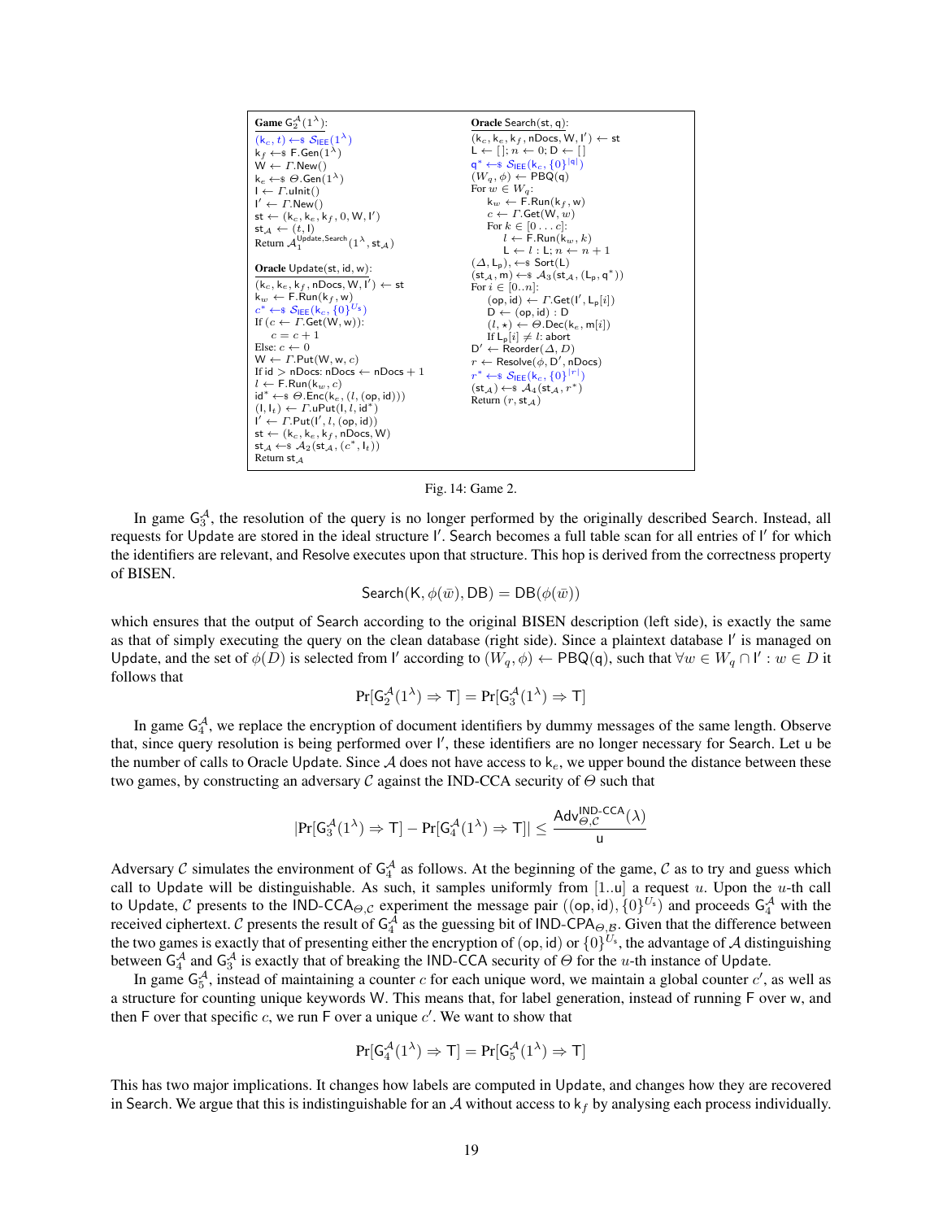```
Game G_2^A(1^λ):
  (k_c, t) <-$ S_IEE(1^λ)
  k_f <-$ F.Gen(1^λ)
  W <- Γ.New()
  k_e <-$ Θ.Gen(1^λ)
  I <- Γ.uInit()
  I' <- Γ.New()
  st <- (k_c, k_e, k_f, 0, W, I')
  st_A <- (t, I)
  Return A_1^{Update,Search}(1^λ, st_A)

Oracle Update(st, id, w):
  (k_c, k_e, k_f, nDocs, W, I') <- st
  k_w <- F.Run(k_f, w)
  c* <-$ S_IEE(k_c, {0}^{U_s})
  If (c <- Γ.Get(W, w)):
      c = c + 1
  Else: c <- 0
  W <- Γ.Put(W, w, c)
  If id > nDocs: nDocs <- nDocs + 1
  l <- F.Run(k_w, c)
  id* <-$ Θ.Enc(k_e, (l, (op, id)))
  (I, I_t) <- Γ.uPut(I, l, id*)
  I' <- Γ.Put(I', l, (op, id))
  st <- (k_c, k_e, k_f, nDocs, W)
  st_A <-$ A_2(st_A, (c*, I_t))
  Return st_A

Oracle Search(st, q):
  (k_c, k_e, k_f, nDocs, W, I') <- st
  L <- []; n <- 0; D <- []
  q* <-$ S_IEE(k_c, {0}^{|q|})
  (W_q, φ) <- PBQ(q)
  For w ∈ W_q:
      k_w <- F.Run(k_f, w)
      c <- Γ.Get(W, w)
      For k ∈ [0 ... c]:
          l <- F.Run(k_w, k)
          L <- l : L; n <- n + 1
  (Δ, L_p), <-$ Sort(L)
  (st_A, m) <-$ A_3(st_A, (L_p, q*))
  For i ∈ [0..n]:
      (op, id) <- Γ.Get(I', L_p[i])
      D <- (op, id) : D
      (l, ⋆) <- Θ.Dec(k_e, m[i])
      If L_p[i] ≠ l: abort
  D' <- Reorder(Δ, D)
  r <- Resolve(φ, D', nDocs)
  r* <-$ S_IEE(k_c, {0}^{|r|})
  (st_A) <-$ A_4(st_A, r*)
  Return (r, st_A)
```

Fig. 14: Game 2.

In game $\mathsf{G}_3^{\mathcal{A}}$, the resolution of the query is no longer performed by the originally described Search. Instead, all requests for Update are stored in the ideal structure $\mathsf{I}'$. Search becomes a full table scan for all entries of $\mathsf{I}'$ for which the identifiers are relevant, and Resolve executes upon that structure. This hop is derived from the correctness property of BISEN.

$$\mathsf{Search}(\mathsf{K}, \phi(\bar{w}), \mathsf{DB}) = \mathsf{DB}(\phi(\bar{w}))$$

which ensures that the output of Search according to the original BISEN description (left side), is exactly the same as that of simply executing the query on the clean database (right side). Since a plaintext database $\mathsf{I}'$ is managed on Update, and the set of $\phi(D)$ is selected from $\mathsf{I}'$ according to $(W_q, \phi) \leftarrow \mathsf{PBQ}(\mathsf{q})$, such that $\forall w \in W_q \cap \mathsf{I}' : w \in D$ it follows that

$$\Pr[\mathsf{G}_2^{\mathcal{A}}(1^\lambda) \Rightarrow \mathsf{T}] = \Pr[\mathsf{G}_3^{\mathcal{A}}(1^\lambda) \Rightarrow \mathsf{T}]$$

In game $\mathsf{G}_4^{\mathcal{A}}$, we replace the encryption of document identifiers by dummy messages of the same length. Observe that, since query resolution is being performed over $\mathsf{I}'$, these identifiers are no longer necessary for Search. Let $\mathsf{u}$ be the number of calls to Oracle Update. Since $\mathcal{A}$ does not have access to $\mathsf{k}_e$, we upper bound the distance between these two games, by constructing an adversary $\mathcal{C}$ against the IND-CCA security of $\Theta$ such that

$$|\Pr[\mathsf{G}_3^{\mathcal{A}}(1^\lambda) \Rightarrow \mathsf{T}] - \Pr[\mathsf{G}_4^{\mathcal{A}}(1^\lambda) \Rightarrow \mathsf{T}]| \leq \frac{\mathsf{Adv}_{\Theta,\mathcal{C}}^{\mathsf{IND\text{-}CCA}}(\lambda)}{\mathsf{u}}$$

Adversary $\mathcal{C}$ simulates the environment of $\mathsf{G}_4^{\mathcal{A}}$ as follows. At the beginning of the game, $\mathcal{C}$ as to try and guess which call to Update will be distinguishable. As such, it samples uniformly from $[1..\mathsf{u}]$ a request $u$. Upon the $u$-th call to Update, $\mathcal{C}$ presents to the $\mathsf{IND\text{-}CCA}_{\Theta,\mathcal{C}}$ experiment the message pair $((\mathsf{op}, \mathsf{id}), \{0\}^{U_s})$ and proceeds $\mathsf{G}_4^{\mathcal{A}}$ with the received ciphertext. $\mathcal{C}$ presents the result of $\mathsf{G}_4^{\mathcal{A}}$ as the guessing bit of $\mathsf{IND\text{-}CPA}_{\Theta,\mathcal{B}}$. Given that the difference between the two games is exactly that of presenting either the encryption of $(\mathsf{op}, \mathsf{id})$ or $\{0\}^{U_s}$, the advantage of $\mathcal{A}$ distinguishing between $\mathsf{G}_4^{\mathcal{A}}$ and $\mathsf{G}_3^{\mathcal{A}}$ is exactly that of breaking the IND-CCA security of $\Theta$ for the $u$-th instance of Update.

In game $\mathsf{G}_5^{\mathcal{A}}$, instead of maintaining a counter $c$ for each unique word, we maintain a global counter $c'$, as well as a structure for counting unique keywords W. This means that, for label generation, instead of running F over w, and then F over that specific $c$, we run F over a unique $c'$. We want to show that

$$\Pr[\mathsf{G}_4^{\mathcal{A}}(1^\lambda) \Rightarrow \mathsf{T}] = \Pr[\mathsf{G}_5^{\mathcal{A}}(1^\lambda) \Rightarrow \mathsf{T}]$$

This has two major implications. It changes how labels are computed in Update, and changes how they are recovered in Search. We argue that this is indistinguishable for an $\mathcal{A}$ without access to $\mathsf{k}_f$ by analysing each process individually.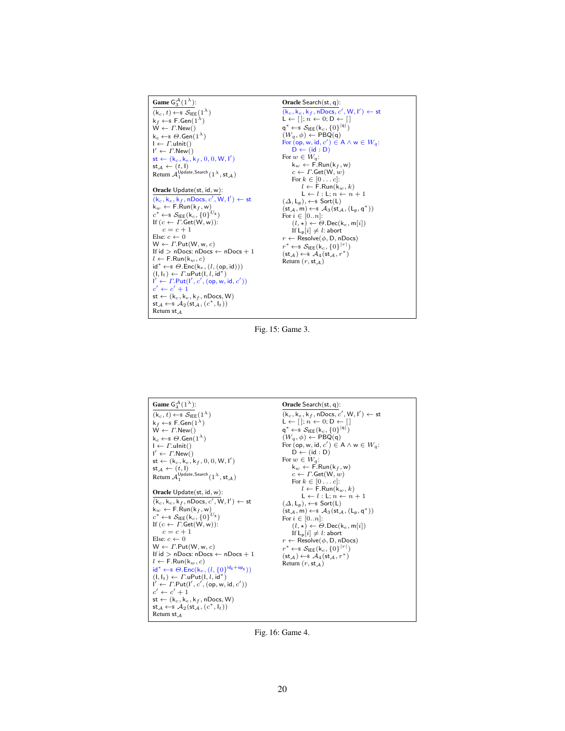**Game** $\mathsf{G}_3^{\mathcal{A}}(1^\lambda)$:

```
(k_c, t) ←$ S_IEE(1^λ)
k_f ←$ F.Gen(1^λ)
W ← Γ.New()
k_e ←$ Θ.Gen(1^λ)
I ← Γ.uInit()
I' ← Γ.New()
st ← (k_c, k_e, k_f, 0, 0, W, I')
st_A ← (t, I)
Return A_1^{Update,Search}(1^λ, st_A)
```

**Oracle** Update(st, id, w):

```
(k_c, k_e, k_f, nDocs, c', W, I') ← st
k_w ← F.Run(k_f, w)
c* ←$ S_IEE(k_c, {0}^{U_s})
If (c ← Γ.Get(W, w)):
    c = c + 1
Else: c ← 0
W ← Γ.Put(W, w, c)
If id > nDocs: nDocs ← nDocs + 1
l ← F.Run(k_w, c)
id* ←$ Θ.Enc(k_e, (l, (op, id)))
(I, I_t) ← Γ.uPut(I, l, id*)
I' ← Γ.Put(I', c', (op, w, id, c'))
c' ← c' + 1
st ← (k_c, k_e, k_f, nDocs, W)
st_A ←$ A_2(st_A, (c*, I_t))
Return st_A
```

**Oracle** Search(st, q):

```
(k_c, k_e, k_f, nDocs, c', W, I') ← st
L ← []; n ← 0; D ← []
q* ←$ S_IEE(k_c, {0}^{|q|})
(W_q, φ) ← PBQ(q)
For (op, w, id, c') ∈ A ∧ w ∈ W_q:
    D ← (id : D)
For w ∈ W_q:
    k_w ← F.Run(k_f, w)
    c ← Γ.Get(W, w)
    For k ∈ [0 ... c]:
        l ← F.Run(k_w, k)
        L ← l : L; n ← n + 1
(Δ, L_p), ←$ Sort(L)
(st_A, m) ←$ A_3(st_A, (L_p, q*))
For i ∈ [0..n]:
    (l, ⋆) ← Θ.Dec(k_e, m[i])
    If L_p[i] ≠ l: abort
r ← Resolve(φ, D, nDocs)
r* ←$ S_IEE(k_c, {0}^{|r|})
(st_A) ←$ A_4(st_A, r*)
Return (r, st_A)
```

Fig. 15: Game 3.

**Game** $\mathsf{G}_4^{\mathcal{A}}(1^\lambda)$:

```
(k_c, t) ←$ S_IEE(1^λ)
k_f ←$ F.Gen(1^λ)
W ← Γ.New()
k_e ←$ Θ.Gen(1^λ)
I ← Γ.uInit()
I' ← Γ.New()
st ← (k_c, k_e, k_f, 0, 0, W, I')
st_A ← (t, I)
Return A_1^{Update,Search}(1^λ, st_A)
```

**Oracle** Update(st, id, w):

```
(k_c, k_e, k_f, nDocs, c', W, I') ← st
k_w ← F.Run(k_f, w)
c* ←$ S_IEE(k_c, {0}^{U_s})
If (c ← Γ.Get(W, w)):
    c = c + 1
Else: c ← 0
W ← Γ.Put(W, w, c)
If id > nDocs: nDocs ← nDocs + 1
l ← F.Run(k_w, c)
id* ←$ Θ.Enc(k_e, (l, {0}^{ids+ops}))
(I, I_t) ← Γ.uPut(I, l, id*)
I' ← Γ.Put(I', c', (op, w, id, c'))
c' ← c' + 1
st ← (k_c, k_e, k_f, nDocs, W)
st_A ←$ A_2(st_A, (c*, I_t))
Return st_A
```

**Oracle** Search(st, q):

```
(k_c, k_e, k_f, nDocs, c', W, I') ← st
L ← []; n ← 0; D ← []
q* ←$ S_IEE(k_c, {0}^{|q|})
(W_q, φ) ← PBQ(q)
For (op, w, id, c') ∈ A ∧ w ∈ W_q:
    D ← (id : D)
For w ∈ W_q:
    k_w ← F.Run(k_f, w)
    c ← Γ.Get(W, w)
    For k ∈ [0 ... c]:
        l ← F.Run(k_w, k)
        L ← l : L; n ← n + 1
(Δ, L_p), ←$ Sort(L)
(st_A, m) ←$ A_3(st_A, (L_p, q*))
For i ∈ [0..n]:
    (l, ⋆) ← Θ.Dec(k_e, m[i])
    If L_p[i] ≠ l: abort
r ← Resolve(φ, D, nDocs)
r* ←$ S_IEE(k_c, {0}^{|r|})
(st_A) ←$ A_4(st_A, r*)
Return (r, st_A)
```

Fig. 16: Game 4.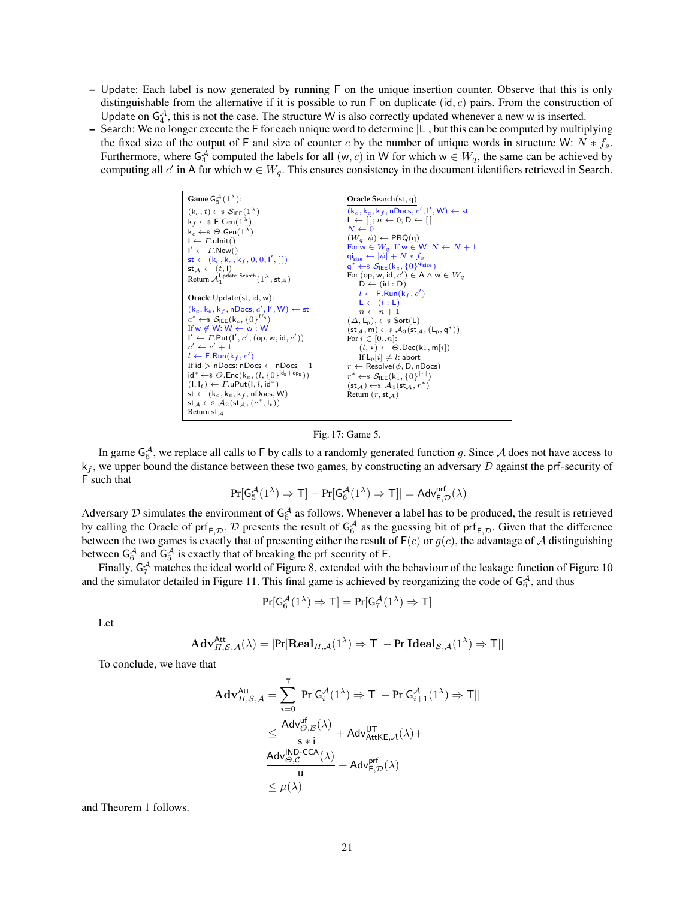– Update: Each label is now generated by running F on the unique insertion counter. Observe that this is only distinguishable from the alternative if it is possible to run F on duplicate $(\mathsf{id}, c)$ pairs. From the construction of Update on $\mathsf{G}_4^{\mathcal{A}}$, this is not the case. The structure W is also correctly updated whenever a new w is inserted.
– Search: We no longer execute the F for each unique word to determine $|\mathsf{L}|$, but this can be computed by multiplying the fixed size of the output of F and size of counter $c$ by the number of unique words in structure W: $N * f_s$. Furthermore, where $\mathsf{G}_4^{\mathcal{A}}$ computed the labels for all $(\mathsf{w}, c)$ in W for which $\mathsf{w} \in W_q$, the same can be achieved by computing all $c'$ in A for which $\mathsf{w} \in W_q$. This ensures consistency in the document identifiers retrieved in Search.

```
Game G_5^A(1^λ):
(k_c, t) ←$ S_IEE(1^λ)
k_f ←$ F.Gen(1^λ)
k_e ←$ Θ.Gen(1^λ)
I ← Γ.uInit()
I' ← Γ.New()
st ← (k_c, k_e, k_f, 0, 0, I', [])
st_A ← (t, I)
Return A_1^{Update,Search}(1^λ, st_A)

Oracle Update(st, id, w):
(k_c, k_e, k_f, nDocs, c', I', W) ← st
c* ←$ S_IEE(k_c, {0}^{U_s})
If w ∉ W: W ← w : W
I' ← Γ.Put(I', c', (op, w, id, c'))
c' ← c' + 1
l ← F.Run(k_f, c')
If id > nDocs: nDocs ← nDocs + 1
id* ←$ Θ.Enc(k_e, (l, {0}^{ids+ops}))
(I, I_t) ← Γ.uPut(I, l, id*)
st ← (k_c, k_e, k_f, nDocs, W)
st_A ←$ A_2(st_A, (c*, I_t))
Return st_A

Oracle Search(st, q):
(k_c, k_e, k_f, nDocs, c', I', W) ← st
L ← []; n ← 0; D ← []
N ← 0
(W_q, φ) ← PBQ(q)
For w ∈ W_q: If w ∈ W: N ← N + 1
ql_size ← |φ| + N * f_s
q* ←$ S_IEE(k_c, {0}^{ql_size})
For (op, w, id, c') ∈ A ∧ w ∈ W_q:
    D ← (id : D)
    l ← F.Run(k_f, c')
    L ← (l : L)
    n ← n + 1
(Δ, L_p), ←$ Sort(L)
(st_A, m) ←$ A_3(st_A, (L_p, q*))
For i ∈ [0..n]:
    (l, ⋆) ← Θ.Dec(k_e, m[i])
    If L_p[i] ≠ l: abort
r ← Resolve(φ, D, nDocs)
r* ←$ S_IEE(k_c, {0}^{|r|})
(st_A) ←$ A_4(st_A, r*)
Return (r, st_A)
```

Fig. 17: Game 5.

In game $\mathsf{G}_6^{\mathcal{A}}$, we replace all calls to F by calls to a randomly generated function $g$. Since $\mathcal{A}$ does not have access to $\mathsf{k}_f$, we upper bound the distance between these two games, by constructing an adversary $\mathcal{D}$ against the prf-security of F such that

$$|\Pr[\mathsf{G}_5^{\mathcal{A}}(1^\lambda) \Rightarrow \mathsf{T}] - \Pr[\mathsf{G}_6^{\mathcal{A}}(1^\lambda) \Rightarrow \mathsf{T}]| = \mathsf{Adv}_{\mathsf{F},\mathcal{D}}^{\mathsf{prf}}(\lambda)$$

Adversary $\mathcal{D}$ simulates the environment of $\mathsf{G}_6^{\mathcal{A}}$ as follows. Whenever a label has to be produced, the result is retrieved by calling the Oracle of $\mathsf{prf}_{\mathsf{F},\mathcal{D}}$. $\mathcal{D}$ presents the result of $\mathsf{G}_6^{\mathcal{A}}$ as the guessing bit of $\mathsf{prf}_{\mathsf{F},\mathcal{D}}$. Given that the difference between the two games is exactly that of presenting either the result of $\mathsf{F}(c)$ or $g(c)$, the advantage of $\mathcal{A}$ distinguishing between $\mathsf{G}_6^{\mathcal{A}}$ and $\mathsf{G}_5^{\mathcal{A}}$ is exactly that of breaking the prf security of F.

Finally, $\mathsf{G}_7^{\mathcal{A}}$ matches the ideal world of Figure 8, extended with the behaviour of the leakage function of Figure 10 and the simulator detailed in Figure 11. This final game is achieved by reorganizing the code of $\mathsf{G}_6^{\mathcal{A}}$, and thus

$$\Pr[\mathsf{G}_6^{\mathcal{A}}(1^\lambda) \Rightarrow \mathsf{T}] = \Pr[\mathsf{G}_7^{\mathcal{A}}(1^\lambda) \Rightarrow \mathsf{T}]$$

Let

$$\mathbf{Adv}_{\Pi,\mathcal{S},\mathcal{A}}^{\mathsf{Att}}(\lambda) = |\Pr[\mathbf{Real}_{\Pi,\mathcal{A}}(1^\lambda) \Rightarrow \mathsf{T}] - \Pr[\mathbf{Ideal}_{\mathcal{S},\mathcal{A}}(1^\lambda) \Rightarrow \mathsf{T}]|$$

To conclude, we have that

$$\begin{aligned}
\mathbf{Adv}_{\Pi,\mathcal{S},\mathcal{A}}^{\mathsf{Att}} &= \sum_{i=0}^{7} |\Pr[\mathsf{G}_i^{\mathcal{A}}(1^\lambda) \Rightarrow \mathsf{T}] - \Pr[\mathsf{G}_{i+1}^{\mathcal{A}}(1^\lambda) \Rightarrow \mathsf{T}]| \\
&\leq \frac{\mathsf{Adv}_{\Theta,\mathcal{B}}^{\mathsf{uf}}(\lambda)}{\mathsf{s} * \mathsf{i}} + \mathsf{Adv}_{\mathsf{AttKE},\mathcal{A}}^{\mathsf{UT}}(\lambda) + \\
&\quad \frac{\mathsf{Adv}_{\Theta,\mathcal{C}}^{\mathsf{IND\text{-}CCA}}(\lambda)}{\mathsf{u}} + \mathsf{Adv}_{\mathsf{F},\mathcal{D}}^{\mathsf{prf}}(\lambda) \\
&\leq \mu(\lambda)
\end{aligned}$$

and Theorem 1 follows.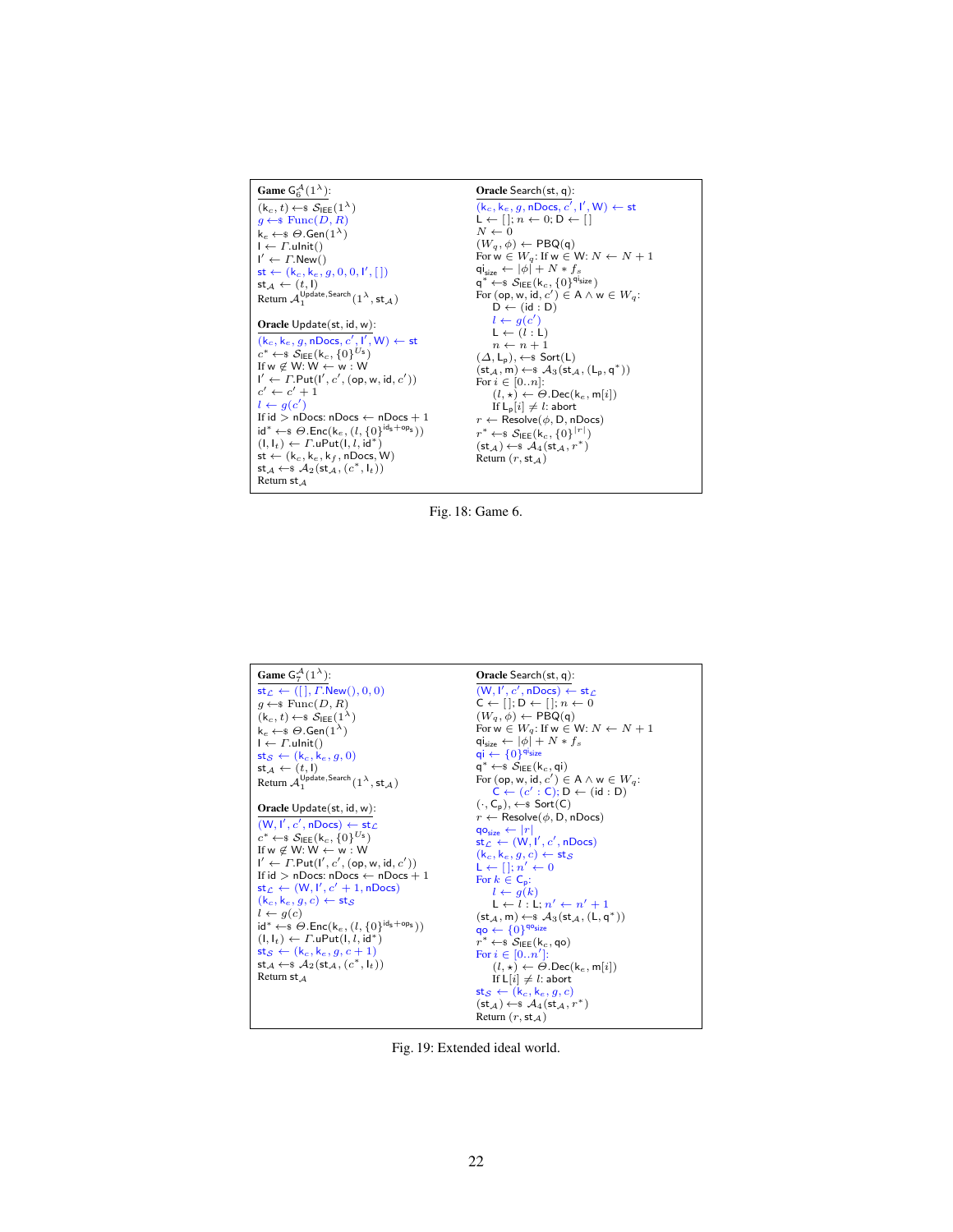```
Game G_6^A(1^λ):
(k_c, t) ←$ S_IEE(1^λ)
g ←$ Func(D, R)
k_e ←$ Θ.Gen(1^λ)
I ← Γ.uInit()
I' ← Γ.New()
st ← (k_c, k_e, g, 0, 0, I', [])
st_A ← (t, I)
Return A_1^{Update,Search}(1^λ, st_A)

Oracle Update(st, id, w):
(k_c, k_e, g, nDocs, c', I', W) ← st
c* ←$ S_IEE(k_c, {0}^{U_s})
If w ∉ W: W ← w : W
I' ← Γ.Put(I', c', (op, w, id, c'))
c' ← c' + 1
l ← g(c')
If id > nDocs: nDocs ← nDocs + 1
id* ←$ Θ.Enc(k_e, (l, {0}^{ids+ops}))
(I, I_t) ← Γ.uPut(I, l, id*)
st ← (k_c, k_e, k_f, nDocs, W)
st_A ←$ A_2(st_A, (c*, I_t))
Return st_A

Oracle Search(st, q):
(k_c, k_e, g, nDocs, c', I', W) ← st
L ← []; n ← 0; D ← []
N ← 0
(W_q, φ) ← PBQ(q)
For w ∈ W_q: If w ∈ W: N ← N + 1
qi_size ← |φ| + N * f_s
q* ←$ S_IEE(k_c, {0}^{qi_size})
For (op, w, id, c') ∈ A ∧ w ∈ W_q:
    D ← (id : D)
    l ← g(c')
    L ← (l : L)
    n ← n + 1
(Δ, L_p), ←$ Sort(L)
(st_A, m) ←$ A_3(st_A, (L_p, q*))
For i ∈ [0..n]:
    (l, ⋆) ← Θ.Dec(k_e, m[i])
    If L_p[i] ≠ l: abort
r ← Resolve(φ, D, nDocs)
r* ←$ S_IEE(k_c, {0}^{|r|})
(st_A) ←$ A_4(st_A, r*)
Return (r, st_A)
```

Fig. 18: Game 6.

```
Game G_7^A(1^λ):
st_L ← ([], Γ.New(), 0, 0)
g ←$ Func(D, R)
(k_c, t) ←$ S_IEE(1^λ)
k_e ←$ Θ.Gen(1^λ)
I ← Γ.uInit()
st_S ← (k_c, k_e, g, 0)
st_A ← (t, I)
Return A_1^{Update,Search}(1^λ, st_A)

Oracle Update(st, id, w):
(W, I', c', nDocs) ← st_L
c* ←$ S_IEE(k_c, {0}^{U_s})
If w ∉ W: W ← w : W
I' ← Γ.Put(I', c', (op, w, id, c'))
If id > nDocs: nDocs ← nDocs + 1
st_L ← (W, I', c' + 1, nDocs)
(k_c, k_e, g, c) ← st_S
l ← g(c)
id* ←$ Θ.Enc(k_e, (l, {0}^{ids+ops}))
(I, I_t) ← Γ.uPut(I, l, id*)
st_S ← (k_c, k_e, g, c + 1)
st_A ←$ A_2(st_A, (c*, I_t))
Return st_A

Oracle Search(st, q):
(W, I', c', nDocs) ← st_L
C ← []; D ← []; n ← 0
(W_q, φ) ← PBQ(q)
For w ∈ W_q: If w ∈ W: N ← N + 1
qi_size ← |φ| + N * f_s
qi ← {0}^{qi_size}
q* ←$ S_IEE(k_c, qi)
For (op, w, id, c') ∈ A ∧ w ∈ W_q:
    C ← (c' : C); D ← (id : D)
(·, C_p), ←$ Sort(C)
r ← Resolve(φ, D, nDocs)
qo_size ← |r|
st_L ← (W, I', c', nDocs)
(k_c, k_e, g, c) ← st_S
L ← []; n' ← 0
For k ∈ C_p:
    l ← g(k)
    L ← l : L; n' ← n' + 1
(st_A, m) ←$ A_3(st_A, (L, q*))
qo ← {0}^{qo_size}
r* ←$ S_IEE(k_c, qo)
For i ∈ [0..n']:
    (l, ⋆) ← Θ.Dec(k_e, m[i])
    If L[i] ≠ l: abort
st_S ← (k_c, k_e, g, c)
(st_A) ←$ A_4(st_A, r*)
Return (r, st_A)
```

Fig. 19: Extended ideal world.